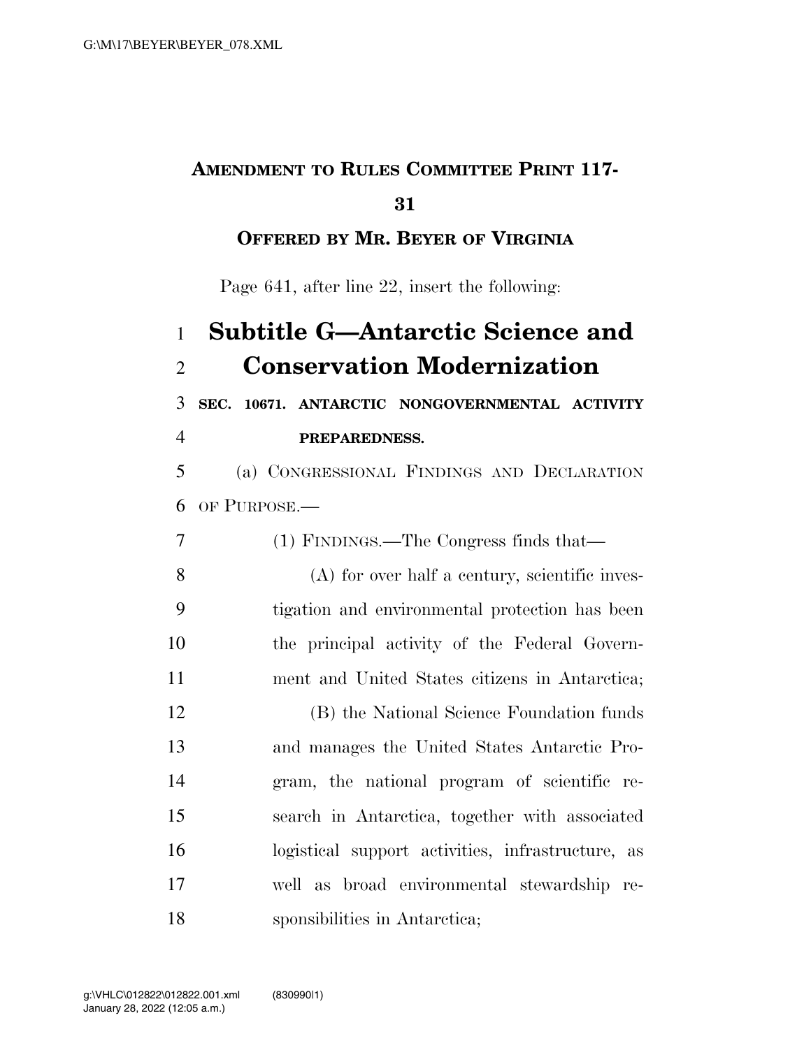**AMENDMENT TO RULES COMMITTEE PRINT 117-31**

**OFFERED BY MR. BEYER OF VIRGINIA**

Page 641, after line 22, insert the following:

# Subtitle G—Antarctic Science and Conservation Modernization

**SEC. 10671. ANTARCTIC NONGOVERNMENTAL ACTIVITY PREPAREDNESS.**

(a) CONGRESSIONAL FINDINGS AND DECLARATION OF PURPOSE.—

(1) FINDINGS.—The Congress finds that—

(A) for over half a century, scientific investigation and environmental protection has been the principal activity of the Federal Government and United States citizens in Antarctica;

(B) the National Science Foundation funds and manages the United States Antarctic Program, the national program of scientific research in Antarctica, together with associated logistical support activities, infrastructure, as well as broad environmental stewardship responsibilities in Antarctica;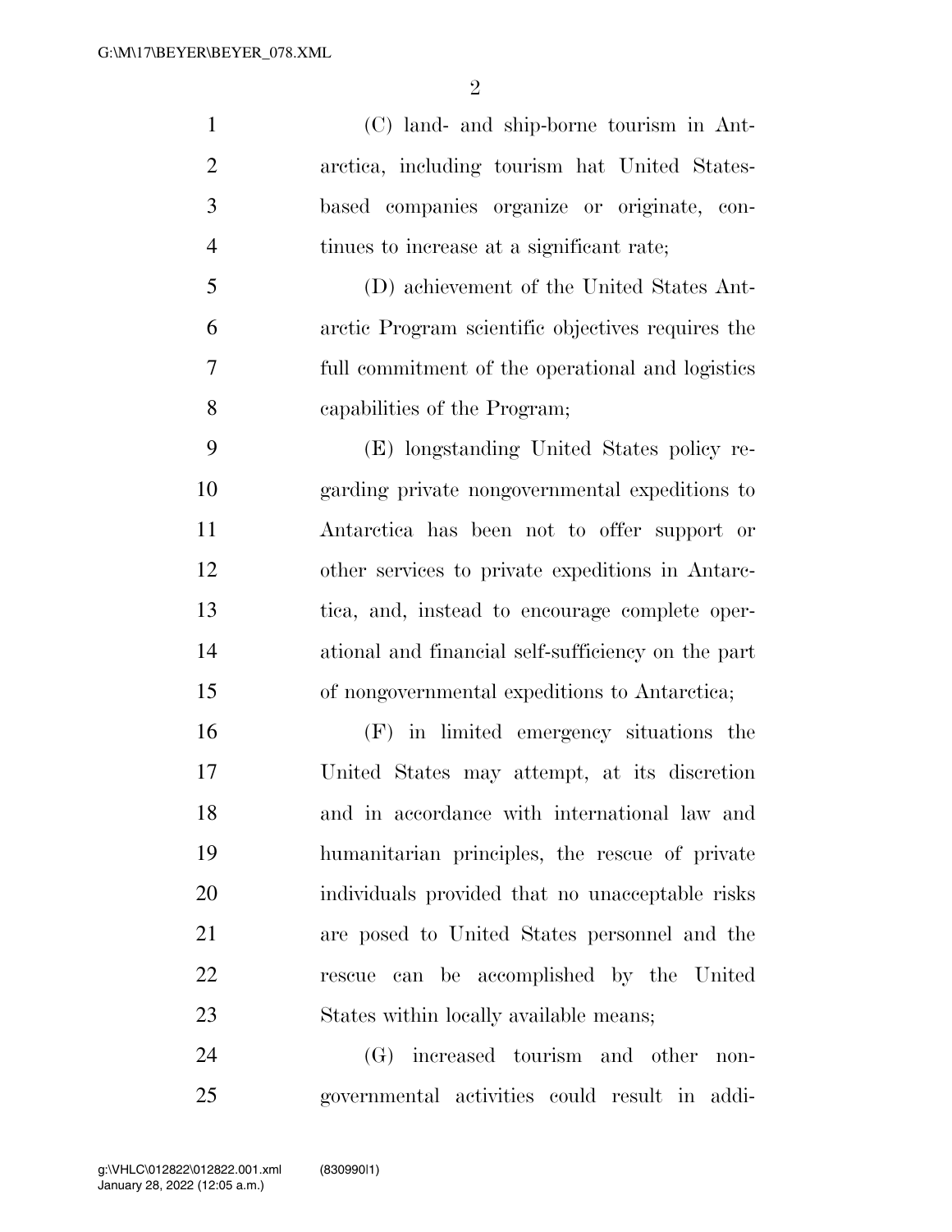(C) land- and ship-borne tourism in Antarctica, including tourism hat United States-based companies organize or originate, continues to increase at a significant rate;

(D) achievement of the United States Antarctic Program scientific objectives requires the full commitment of the operational and logistics capabilities of the Program;

(E) longstanding United States policy regarding private nongovernmental expeditions to Antarctica has been not to offer support or other services to private expeditions in Antarctica, and, instead to encourage complete operational and financial self-sufficiency on the part of nongovernmental expeditions to Antarctica;

(F) in limited emergency situations the United States may attempt, at its discretion and in accordance with international law and humanitarian principles, the rescue of private individuals provided that no unacceptable risks are posed to United States personnel and the rescue can be accomplished by the United States within locally available means;

(G) increased tourism and other nongovernmental activities could result in addi-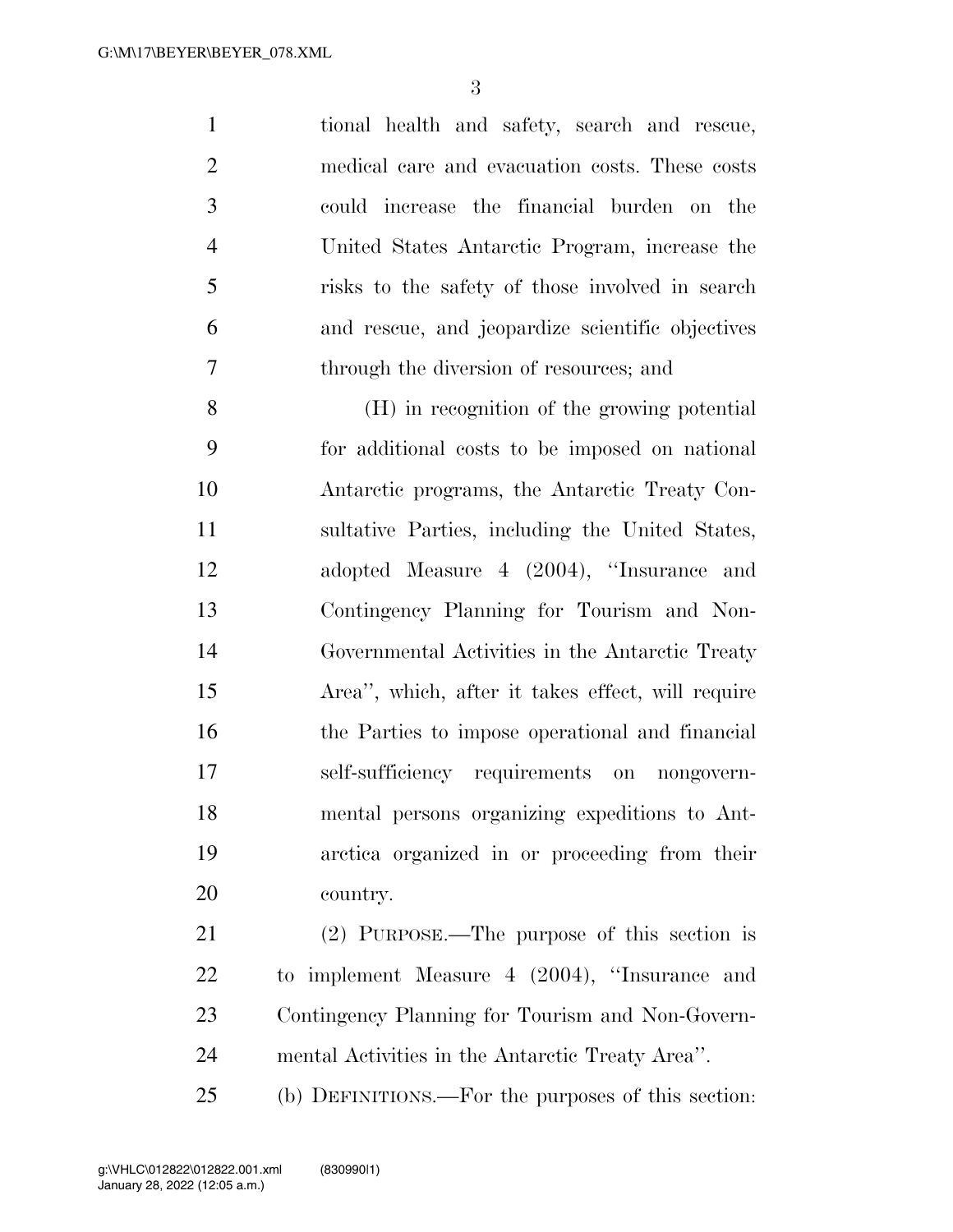tional health and safety, search and rescue, medical care and evacuation costs. These costs could increase the financial burden on the United States Antarctic Program, increase the risks to the safety of those involved in search and rescue, and jeopardize scientific objectives through the diversion of resources; and

(H) in recognition of the growing potential for additional costs to be imposed on national Antarctic programs, the Antarctic Treaty Consultative Parties, including the United States, adopted Measure 4 (2004), ''Insurance and Contingency Planning for Tourism and Non-Governmental Activities in the Antarctic Treaty Area'', which, after it takes effect, will require the Parties to impose operational and financial self-sufficiency requirements on nongovernmental persons organizing expeditions to Antarctica organized in or proceeding from their country.

(2) PURPOSE.—The purpose of this section is to implement Measure 4 (2004), ''Insurance and Contingency Planning for Tourism and Non-Governmental Activities in the Antarctic Treaty Area''.

(b) DEFINITIONS.—For the purposes of this section: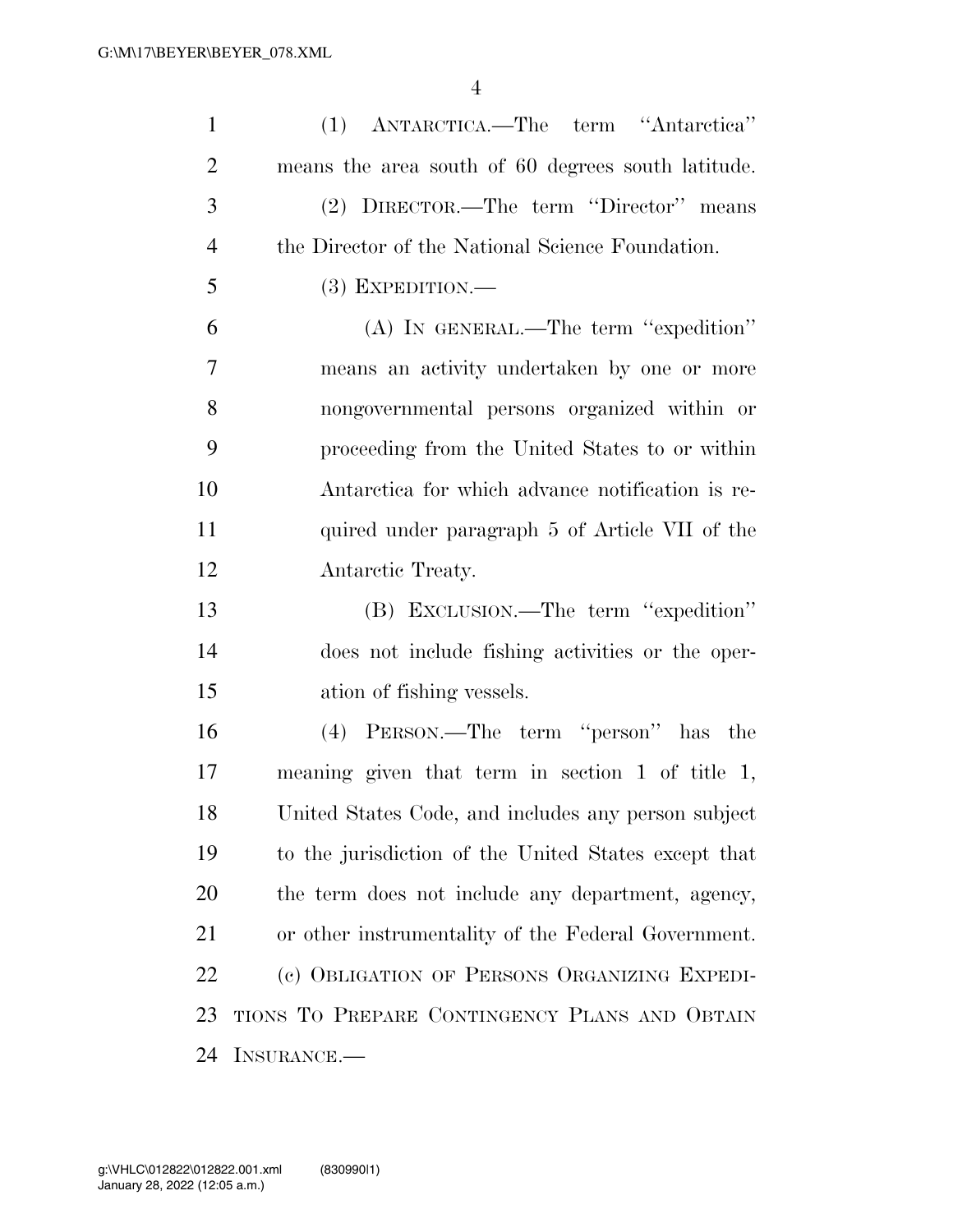(1) ANTARCTICA.—The term ''Antarctica'' means the area south of 60 degrees south latitude.

(2) DIRECTOR.—The term ''Director'' means the Director of the National Science Foundation.

(3) EXPEDITION.—

(A) IN GENERAL.—The term ''expedition'' means an activity undertaken by one or more nongovernmental persons organized within or proceeding from the United States to or within Antarctica for which advance notification is required under paragraph 5 of Article VII of the Antarctic Treaty.

(B) EXCLUSION.—The term ''expedition'' does not include fishing activities or the operation of fishing vessels.

(4) PERSON.—The term ''person'' has the meaning given that term in section 1 of title 1, United States Code, and includes any person subject to the jurisdiction of the United States except that the term does not include any department, agency, or other instrumentality of the Federal Government.

(c) OBLIGATION OF PERSONS ORGANIZING EXPEDITIONS TO PREPARE CONTINGENCY PLANS AND OBTAIN INSURANCE.—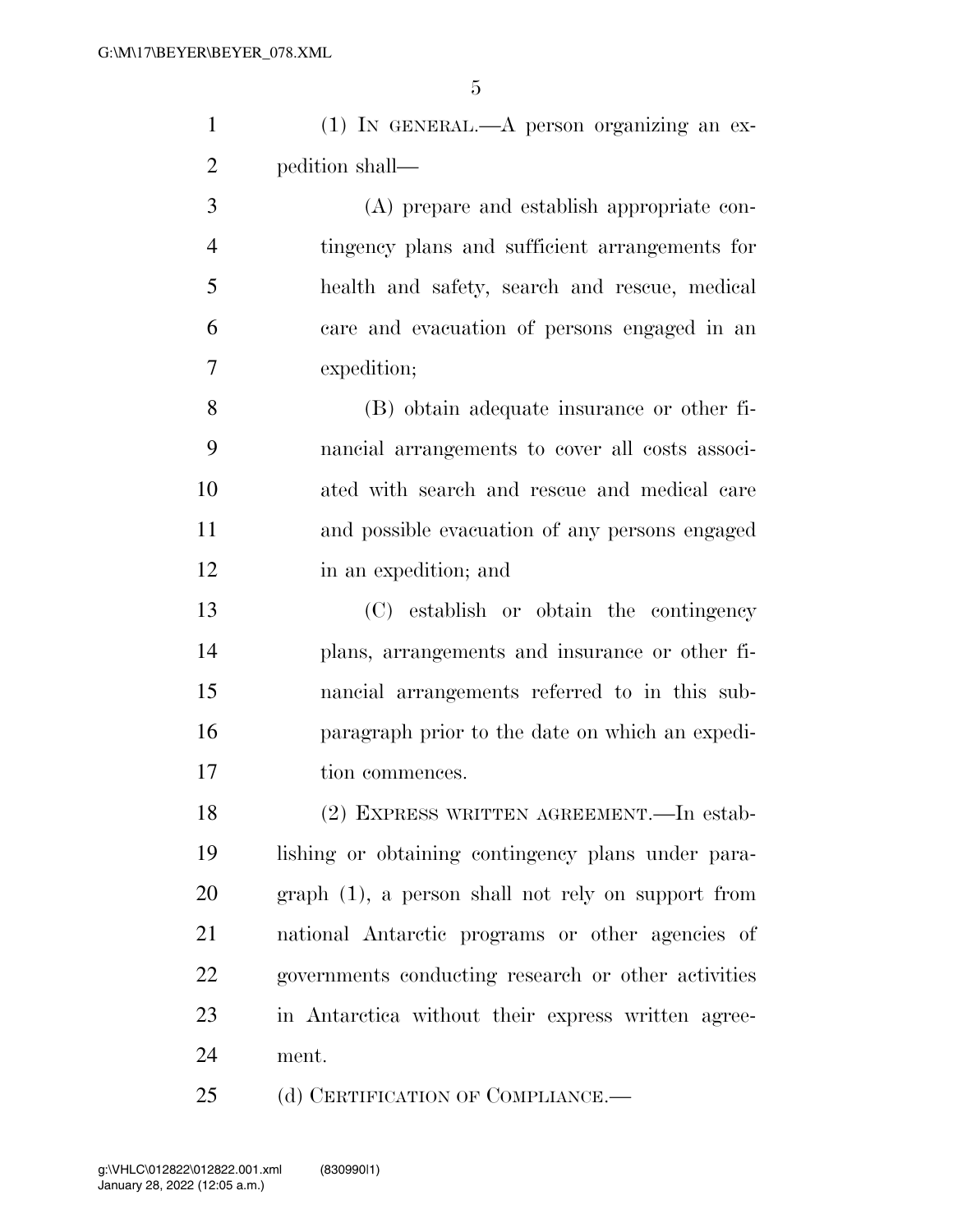(1) IN GENERAL.—A person organizing an expedition shall—

(A) prepare and establish appropriate contingency plans and sufficient arrangements for health and safety, search and rescue, medical care and evacuation of persons engaged in an expedition;

(B) obtain adequate insurance or other financial arrangements to cover all costs associated with search and rescue and medical care and possible evacuation of any persons engaged in an expedition; and

(C) establish or obtain the contingency plans, arrangements and insurance or other financial arrangements referred to in this subparagraph prior to the date on which an expedition commences.

(2) EXPRESS WRITTEN AGREEMENT.—In establishing or obtaining contingency plans under paragraph (1), a person shall not rely on support from national Antarctic programs or other agencies of governments conducting research or other activities in Antarctica without their express written agreement.

(d) CERTIFICATION OF COMPLIANCE.—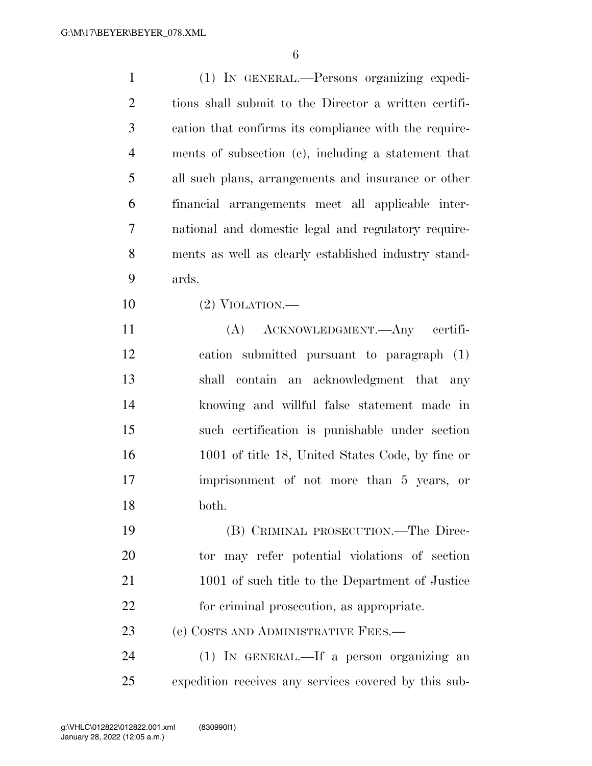(1) IN GENERAL.—Persons organizing expeditions shall submit to the Director a written certification that confirms its compliance with the requirements of subsection (c), including a statement that all such plans, arrangements and insurance or other financial arrangements meet all applicable international and domestic legal and regulatory requirements as well as clearly established industry standards.

(2) VIOLATION.—

(A) ACKNOWLEDGMENT.—Any certification submitted pursuant to paragraph (1) shall contain an acknowledgment that any knowing and willful false statement made in such certification is punishable under section 1001 of title 18, United States Code, by fine or imprisonment of not more than 5 years, or both.

(B) CRIMINAL PROSECUTION.—The Director may refer potential violations of section 1001 of such title to the Department of Justice for criminal prosecution, as appropriate.

(e) COSTS AND ADMINISTRATIVE FEES.—

(1) IN GENERAL.—If a person organizing an expedition receives any services covered by this sub-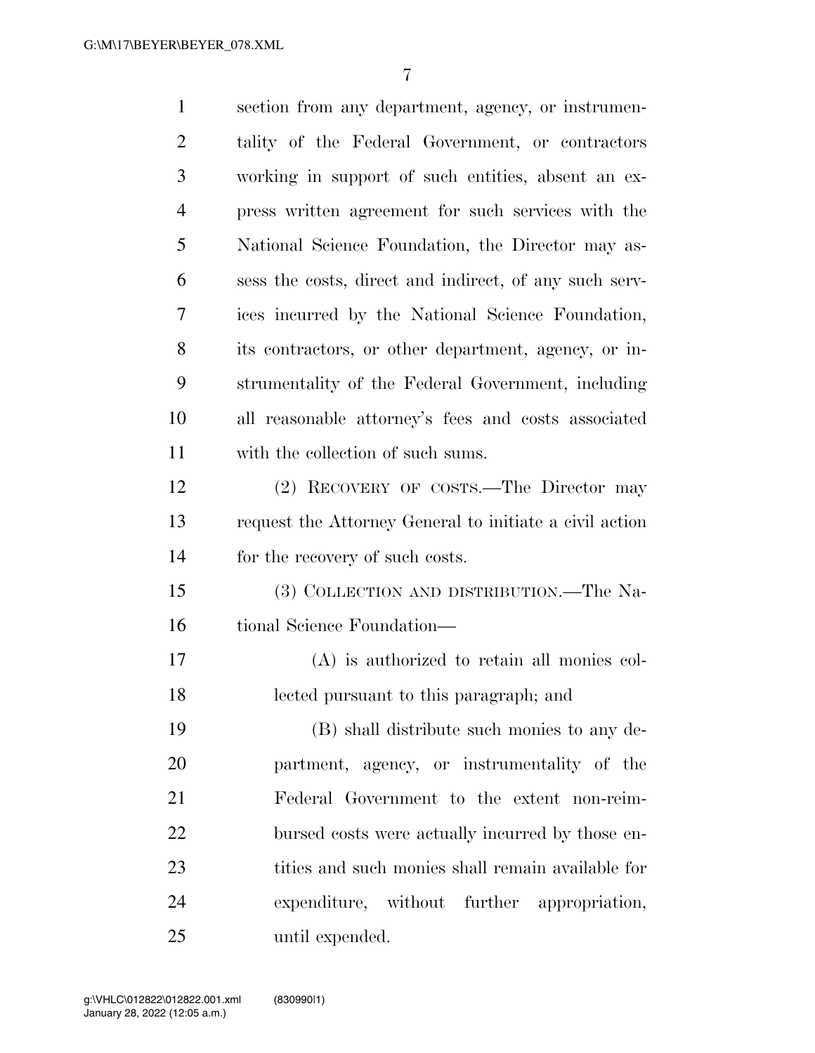section from any department, agency, or instrumentality of the Federal Government, or contractors working in support of such entities, absent an express written agreement for such services with the National Science Foundation, the Director may assess the costs, direct and indirect, of any such services incurred by the National Science Foundation, its contractors, or other department, agency, or instrumentality of the Federal Government, including all reasonable attorney's fees and costs associated with the collection of such sums.

(2) RECOVERY OF COSTS.—The Director may request the Attorney General to initiate a civil action for the recovery of such costs.

(3) COLLECTION AND DISTRIBUTION.—The National Science Foundation—

(A) is authorized to retain all monies collected pursuant to this paragraph; and

(B) shall distribute such monies to any department, agency, or instrumentality of the Federal Government to the extent non-reimbursed costs were actually incurred by those entities and such monies shall remain available for expenditure, without further appropriation, until expended.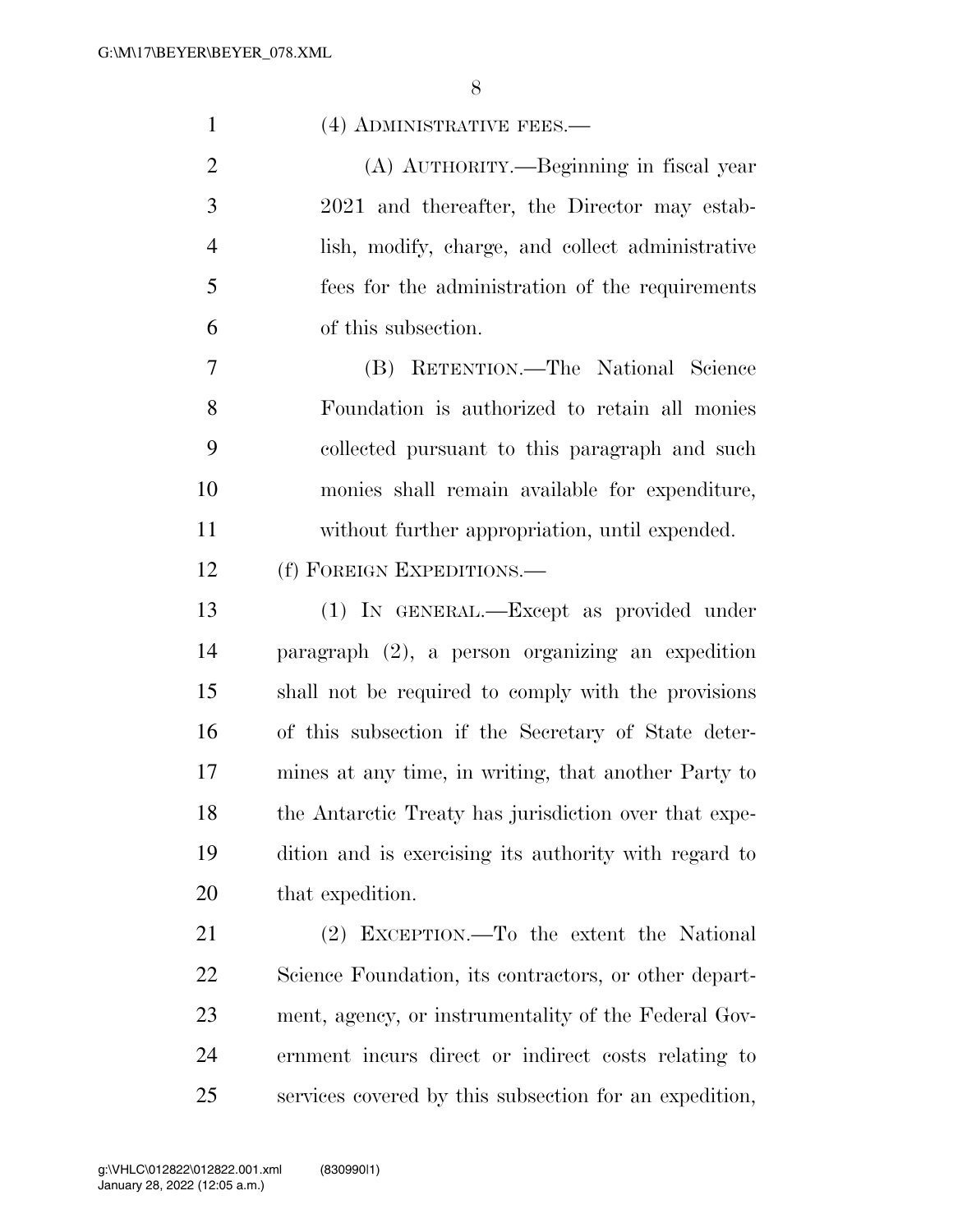(4) ADMINISTRATIVE FEES.—

(A) AUTHORITY.—Beginning in fiscal year 2021 and thereafter, the Director may establish, modify, charge, and collect administrative fees for the administration of the requirements of this subsection.

(B) RETENTION.—The National Science Foundation is authorized to retain all monies collected pursuant to this paragraph and such monies shall remain available for expenditure, without further appropriation, until expended.

(f) FOREIGN EXPEDITIONS.—

(1) IN GENERAL.—Except as provided under paragraph (2), a person organizing an expedition shall not be required to comply with the provisions of this subsection if the Secretary of State determines at any time, in writing, that another Party to the Antarctic Treaty has jurisdiction over that expedition and is exercising its authority with regard to that expedition.

(2) EXCEPTION.—To the extent the National Science Foundation, its contractors, or other department, agency, or instrumentality of the Federal Government incurs direct or indirect costs relating to services covered by this subsection for an expedition,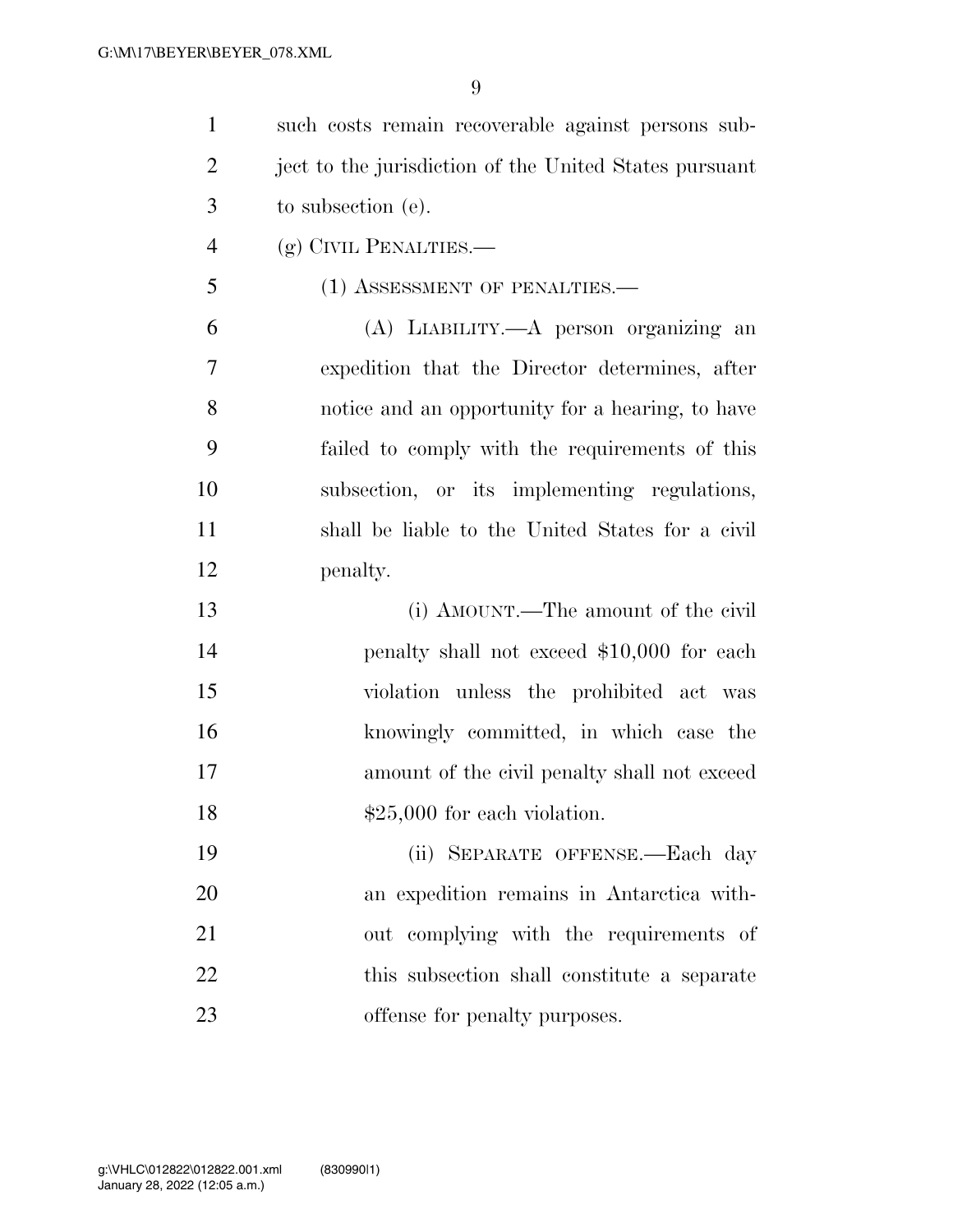such costs remain recoverable against persons subject to the jurisdiction of the United States pursuant to subsection (e).

(g) CIVIL PENALTIES.—

(1) ASSESSMENT OF PENALTIES.—

(A) LIABILITY.—A person organizing an expedition that the Director determines, after notice and an opportunity for a hearing, to have failed to comply with the requirements of this subsection, or its implementing regulations, shall be liable to the United States for a civil penalty.

(i) AMOUNT.—The amount of the civil penalty shall not exceed $10,000 for each violation unless the prohibited act was knowingly committed, in which case the amount of the civil penalty shall not exceed $25,000 for each violation.

(ii) SEPARATE OFFENSE.—Each day an expedition remains in Antarctica without complying with the requirements of this subsection shall constitute a separate offense for penalty purposes.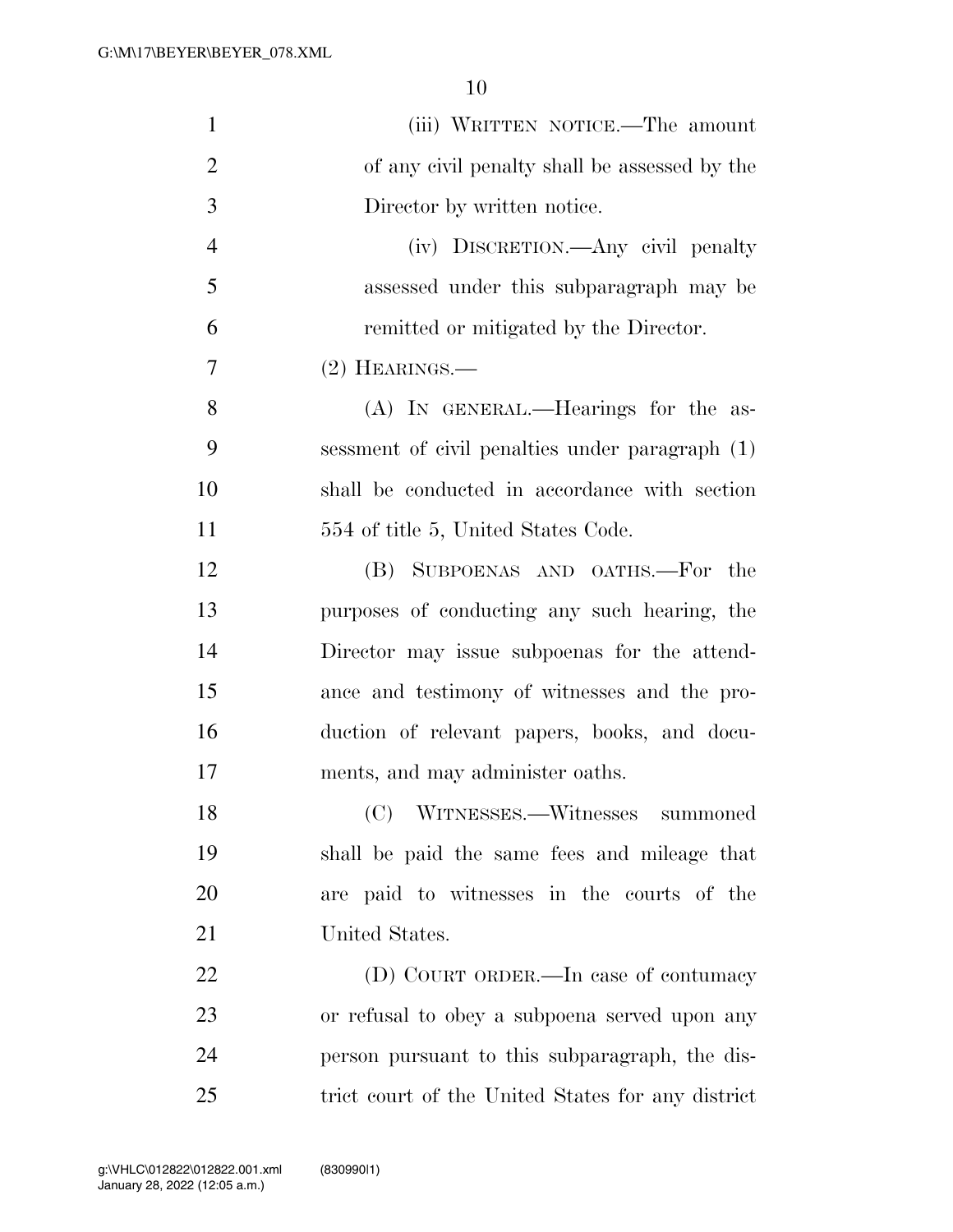(iii) WRITTEN NOTICE.—The amount of any civil penalty shall be assessed by the Director by written notice.

(iv) DISCRETION.—Any civil penalty assessed under this subparagraph may be remitted or mitigated by the Director.

(2) HEARINGS.—

(A) IN GENERAL.—Hearings for the assessment of civil penalties under paragraph (1) shall be conducted in accordance with section 554 of title 5, United States Code.

(B) SUBPOENAS AND OATHS.—For the purposes of conducting any such hearing, the Director may issue subpoenas for the attendance and testimony of witnesses and the production of relevant papers, books, and documents, and may administer oaths.

(C) WITNESSES.—Witnesses summoned shall be paid the same fees and mileage that are paid to witnesses in the courts of the United States.

(D) COURT ORDER.—In case of contumacy or refusal to obey a subpoena served upon any person pursuant to this subparagraph, the district court of the United States for any district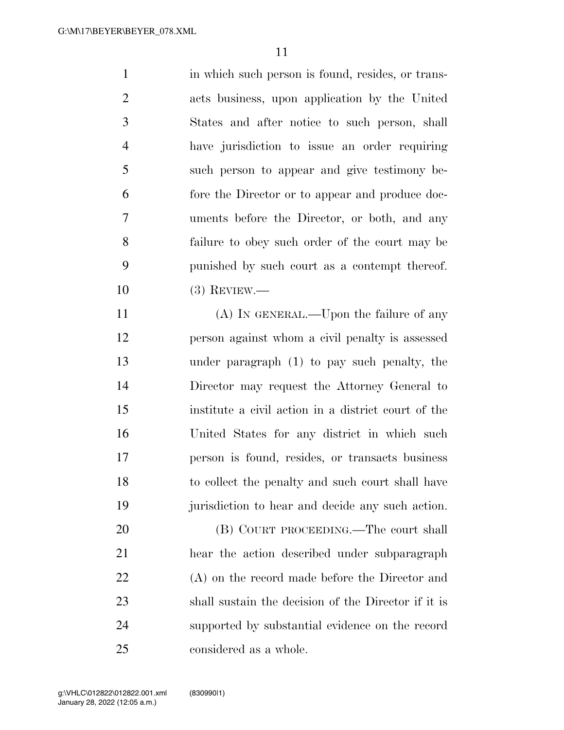in which such person is found, resides, or transacts business, upon application by the United States and after notice to such person, shall have jurisdiction to issue an order requiring such person to appear and give testimony before the Director or to appear and produce documents before the Director, or both, and any failure to obey such order of the court may be punished by such court as a contempt thereof.

(3) REVIEW.—

(A) IN GENERAL.—Upon the failure of any person against whom a civil penalty is assessed under paragraph (1) to pay such penalty, the Director may request the Attorney General to institute a civil action in a district court of the United States for any district in which such person is found, resides, or transacts business to collect the penalty and such court shall have jurisdiction to hear and decide any such action.

(B) COURT PROCEEDING.—The court shall hear the action described under subparagraph (A) on the record made before the Director and shall sustain the decision of the Director if it is supported by substantial evidence on the record considered as a whole.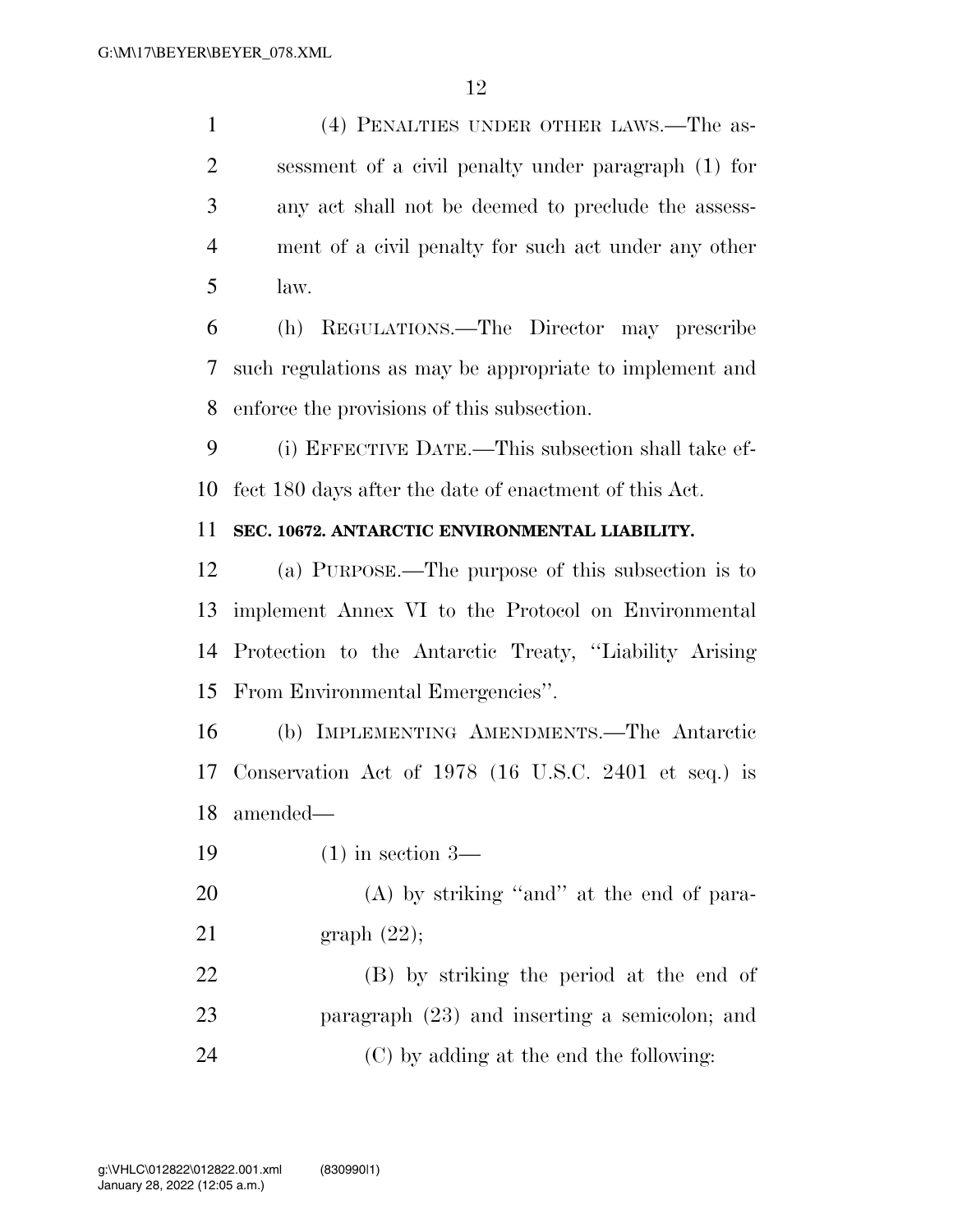(4) PENALTIES UNDER OTHER LAWS.—The assessment of a civil penalty under paragraph (1) for any act shall not be deemed to preclude the assessment of a civil penalty for such act under any other law.

(h) REGULATIONS.—The Director may prescribe such regulations as may be appropriate to implement and enforce the provisions of this subsection.

(i) EFFECTIVE DATE.—This subsection shall take effect 180 days after the date of enactment of this Act.

**SEC. 10672. ANTARCTIC ENVIRONMENTAL LIABILITY.**

(a) PURPOSE.—The purpose of this subsection is to implement Annex VI to the Protocol on Environmental Protection to the Antarctic Treaty, ''Liability Arising From Environmental Emergencies''.

(b) IMPLEMENTING AMENDMENTS.—The Antarctic Conservation Act of 1978 (16 U.S.C. 2401 et seq.) is amended—

(1) in section 3—

(A) by striking ''and'' at the end of paragraph (22);

(B) by striking the period at the end of paragraph (23) and inserting a semicolon; and

(C) by adding at the end the following: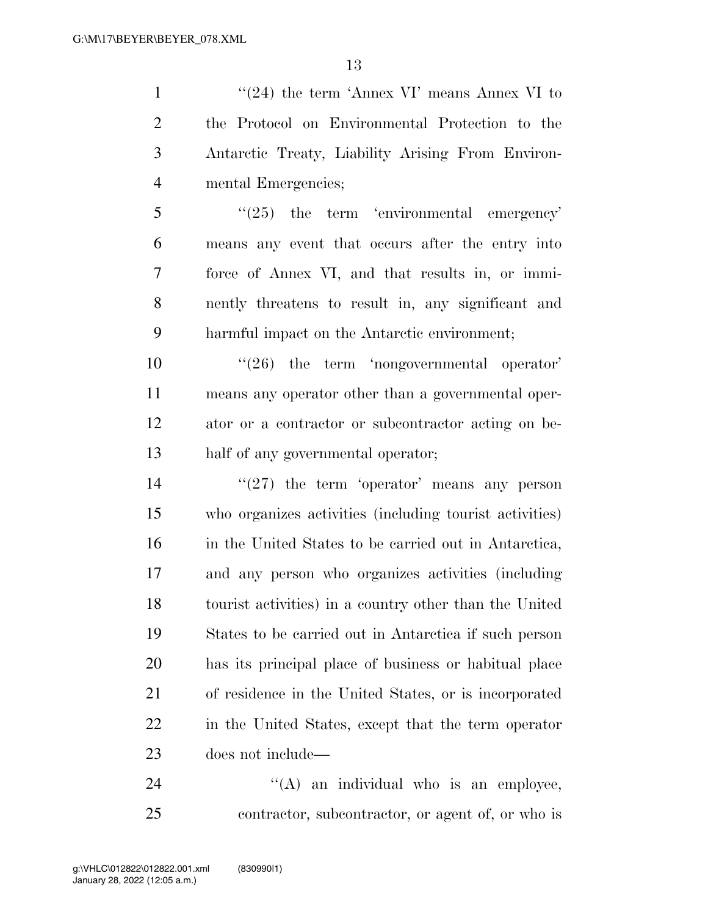''(24) the term 'Annex VI' means Annex VI to the Protocol on Environmental Protection to the Antarctic Treaty, Liability Arising From Environmental Emergencies;

''(25) the term 'environmental emergency' means any event that occurs after the entry into force of Annex VI, and that results in, or imminently threatens to result in, any significant and harmful impact on the Antarctic environment;

''(26) the term 'nongovernmental operator' means any operator other than a governmental operator or a contractor or subcontractor acting on behalf of any governmental operator;

''(27) the term 'operator' means any person who organizes activities (including tourist activities) in the United States to be carried out in Antarctica, and any person who organizes activities (including tourist activities) in a country other than the United States to be carried out in Antarctica if such person has its principal place of business or habitual place of residence in the United States, or is incorporated in the United States, except that the term operator does not include—

''(A) an individual who is an employee, contractor, subcontractor, or agent of, or who is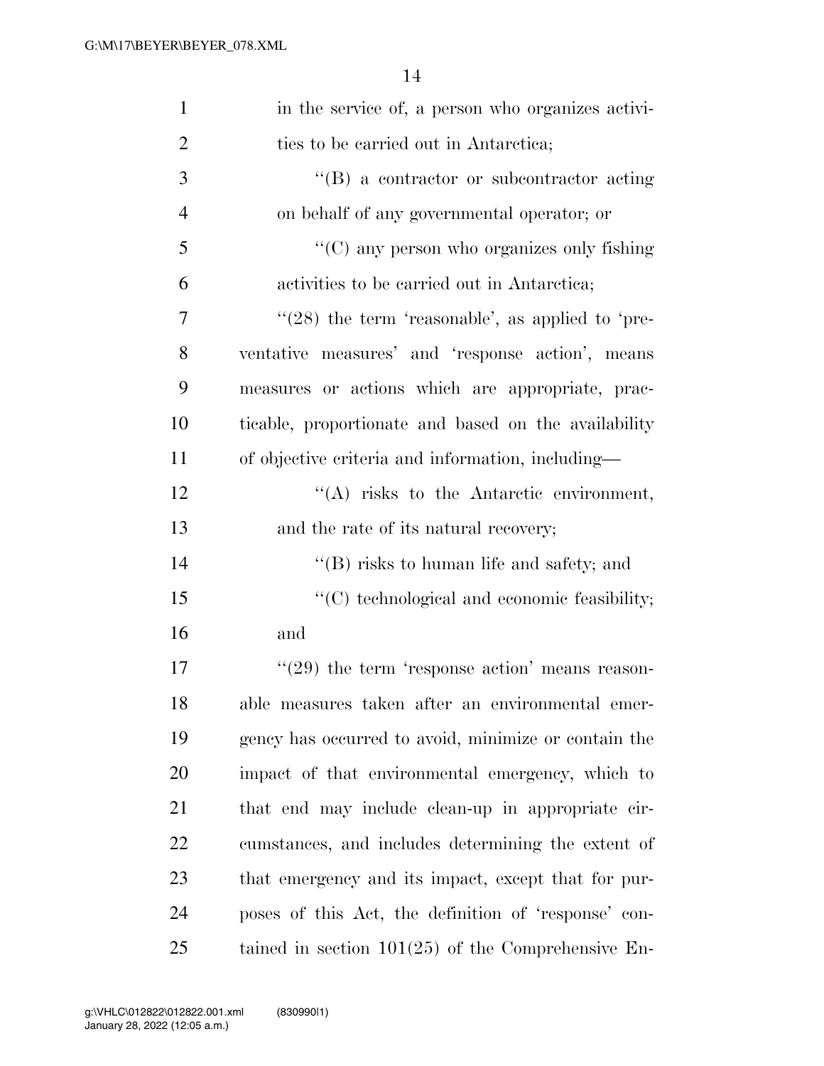in the service of, a person who organizes activities to be carried out in Antarctica;

''(B) a contractor or subcontractor acting on behalf of any governmental operator; or

''(C) any person who organizes only fishing activities to be carried out in Antarctica;

''(28) the term 'reasonable', as applied to 'preventative measures' and 'response action', means measures or actions which are appropriate, practicable, proportionate and based on the availability of objective criteria and information, including—

''(A) risks to the Antarctic environment, and the rate of its natural recovery;

''(B) risks to human life and safety; and

''(C) technological and economic feasibility; and

''(29) the term 'response action' means reasonable measures taken after an environmental emergency has occurred to avoid, minimize or contain the impact of that environmental emergency, which to that end may include clean-up in appropriate circumstances, and includes determining the extent of that emergency and its impact, except that for purposes of this Act, the definition of 'response' contained in section 101(25) of the Comprehensive En-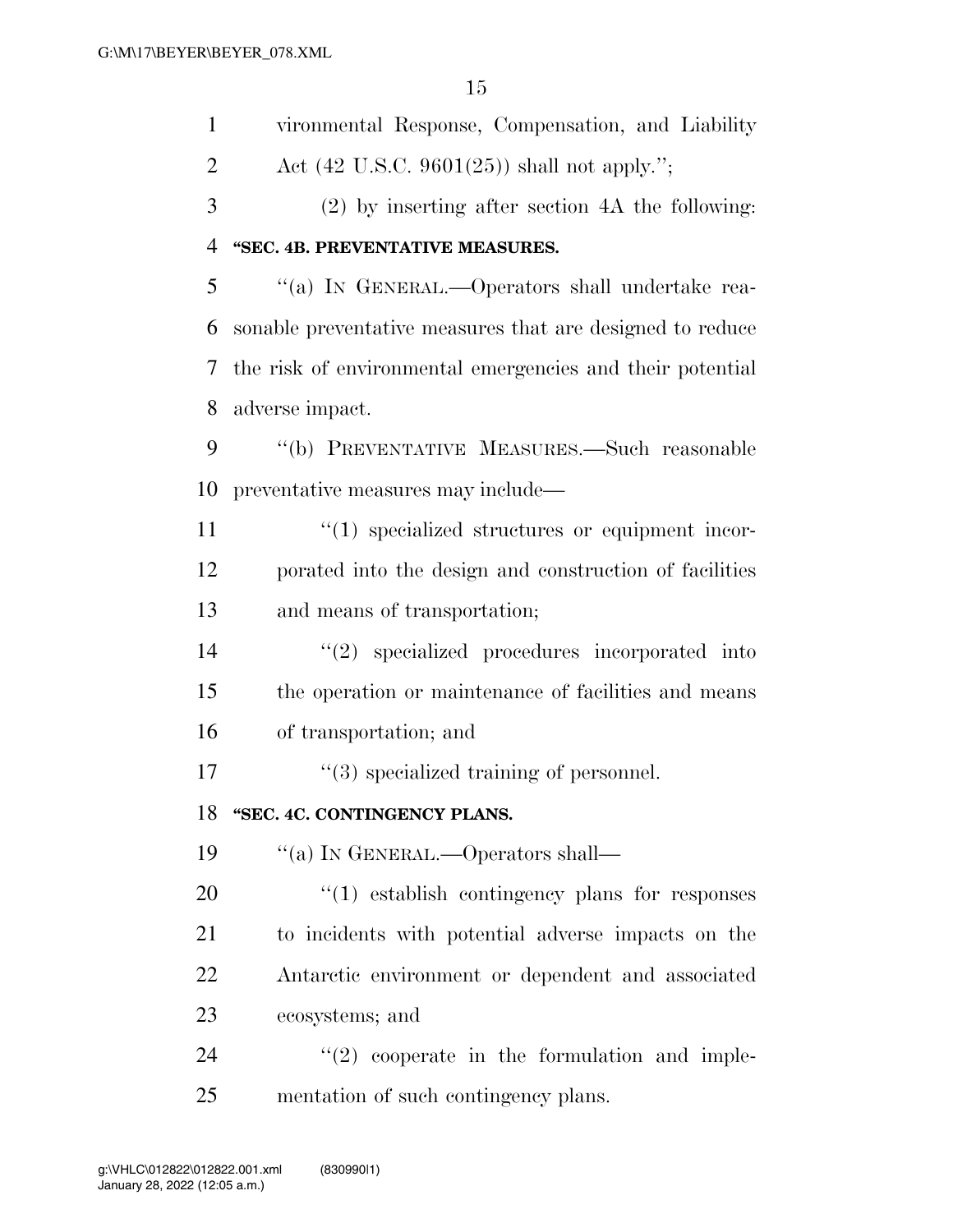vironmental Response, Compensation, and Liability Act (42 U.S.C. 9601(25)) shall not apply.'';

(2) by inserting after section 4A the following:

**''SEC. 4B. PREVENTATIVE MEASURES.**

''(a) IN GENERAL.—Operators shall undertake reasonable preventative measures that are designed to reduce the risk of environmental emergencies and their potential adverse impact.

''(b) PREVENTATIVE MEASURES.—Such reasonable preventative measures may include—

''(1) specialized structures or equipment incorporated into the design and construction of facilities and means of transportation;

''(2) specialized procedures incorporated into the operation or maintenance of facilities and means of transportation; and

''(3) specialized training of personnel.

**''SEC. 4C. CONTINGENCY PLANS.**

''(a) IN GENERAL.—Operators shall—

''(1) establish contingency plans for responses to incidents with potential adverse impacts on the Antarctic environment or dependent and associated ecosystems; and

''(2) cooperate in the formulation and implementation of such contingency plans.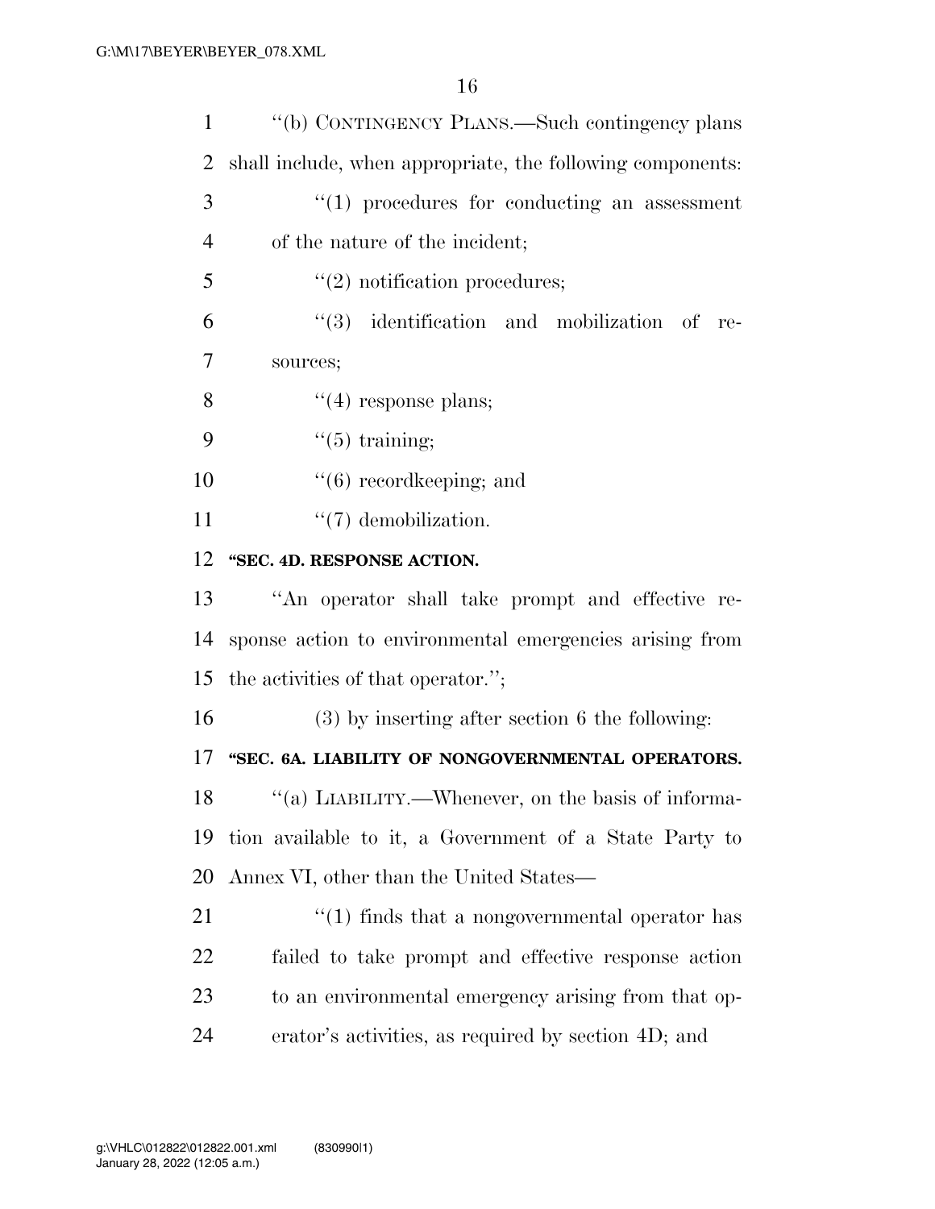''(b) CONTINGENCY PLANS.—Such contingency plans shall include, when appropriate, the following components:

''(1) procedures for conducting an assessment of the nature of the incident;

''(2) notification procedures;

''(3) identification and mobilization of resources;

''(4) response plans;

''(5) training;

''(6) recordkeeping; and

''(7) demobilization.

**''SEC. 4D. RESPONSE ACTION.**

''An operator shall take prompt and effective response action to environmental emergencies arising from the activities of that operator.'';

(3) by inserting after section 6 the following:

**''SEC. 6A. LIABILITY OF NONGOVERNMENTAL OPERATORS.**

''(a) LIABILITY.—Whenever, on the basis of information available to it, a Government of a State Party to Annex VI, other than the United States—

''(1) finds that a nongovernmental operator has failed to take prompt and effective response action to an environmental emergency arising from that operator's activities, as required by section 4D; and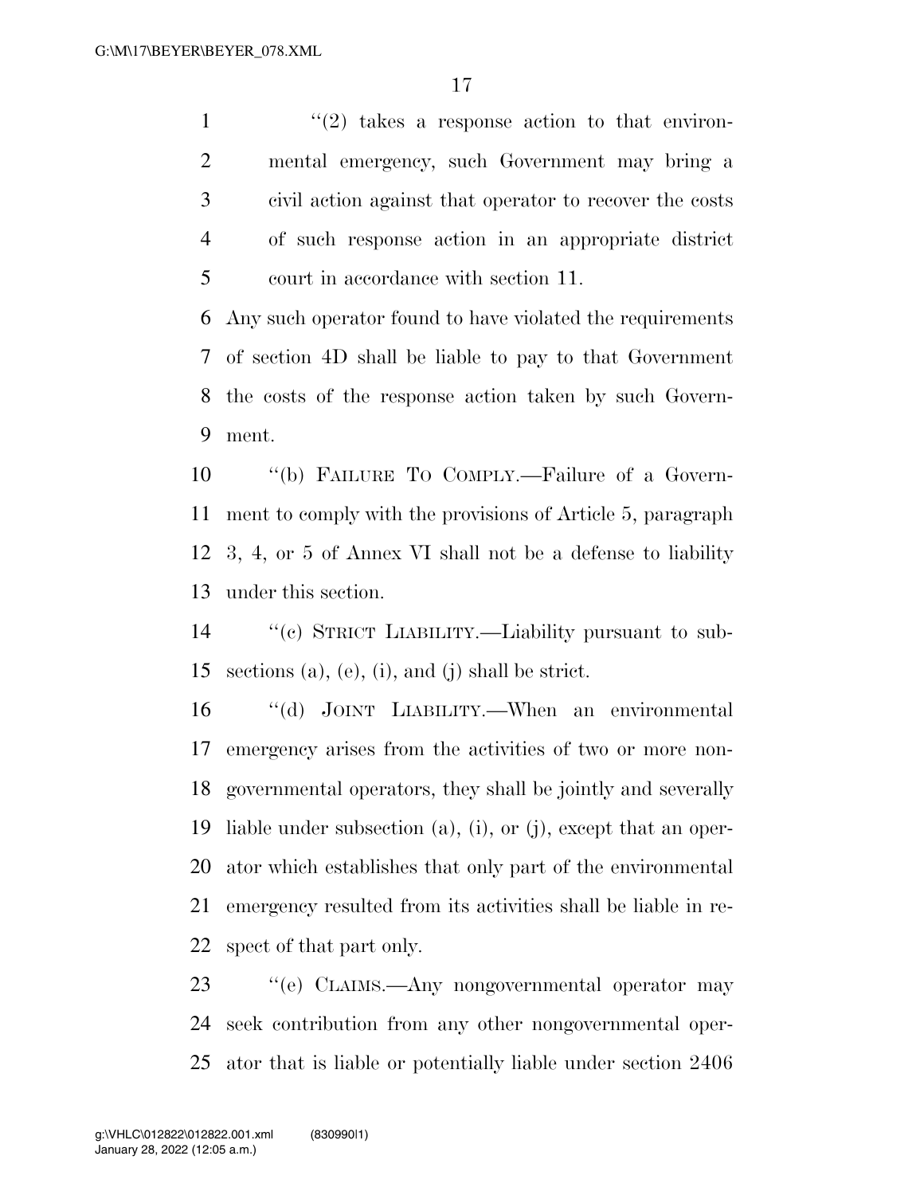''(2) takes a response action to that environmental emergency, such Government may bring a civil action against that operator to recover the costs of such response action in an appropriate district court in accordance with section 11.

Any such operator found to have violated the requirements of section 4D shall be liable to pay to that Government the costs of the response action taken by such Government.

''(b) FAILURE TO COMPLY.—Failure of a Government to comply with the provisions of Article 5, paragraph 3, 4, or 5 of Annex VI shall not be a defense to liability under this section.

''(c) STRICT LIABILITY.—Liability pursuant to subsections (a), (e), (i), and (j) shall be strict.

''(d) JOINT LIABILITY.—When an environmental emergency arises from the activities of two or more nongovernmental operators, they shall be jointly and severally liable under subsection (a), (i), or (j), except that an operator which establishes that only part of the environmental emergency resulted from its activities shall be liable in respect of that part only.

''(e) CLAIMS.—Any nongovernmental operator may seek contribution from any other nongovernmental operator that is liable or potentially liable under section 2406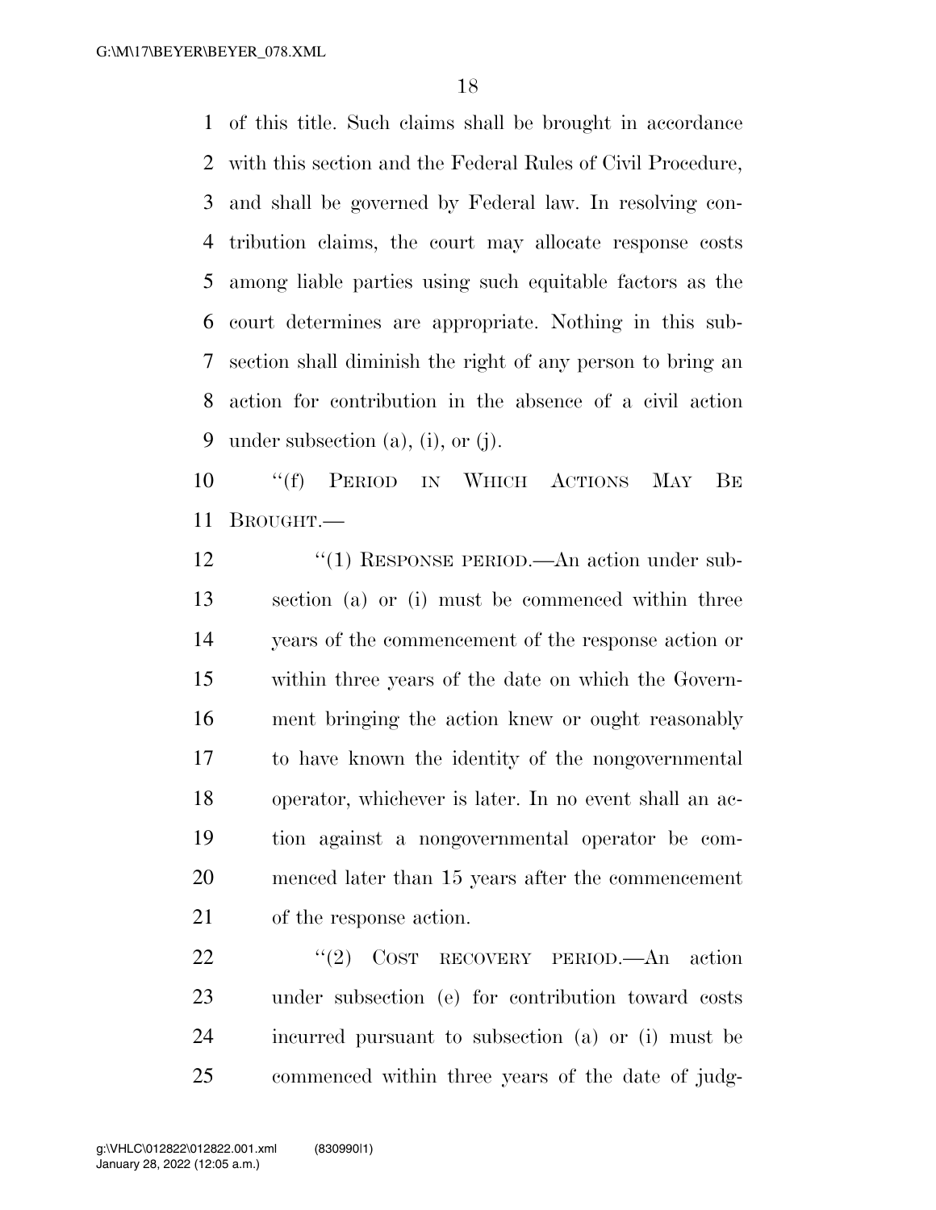of this title. Such claims shall be brought in accordance with this section and the Federal Rules of Civil Procedure, and shall be governed by Federal law. In resolving contribution claims, the court may allocate response costs among liable parties using such equitable factors as the court determines are appropriate. Nothing in this subsection shall diminish the right of any person to bring an action for contribution in the absence of a civil action under subsection (a), (i), or (j).

''(f) PERIOD IN WHICH ACTIONS MAY BE BROUGHT.—

''(1) RESPONSE PERIOD.—An action under subsection (a) or (i) must be commenced within three years of the commencement of the response action or within three years of the date on which the Government bringing the action knew or ought reasonably to have known the identity of the nongovernmental operator, whichever is later. In no event shall an action against a nongovernmental operator be commenced later than 15 years after the commencement of the response action.

''(2) COST RECOVERY PERIOD.—An action under subsection (e) for contribution toward costs incurred pursuant to subsection (a) or (i) must be commenced within three years of the date of judg-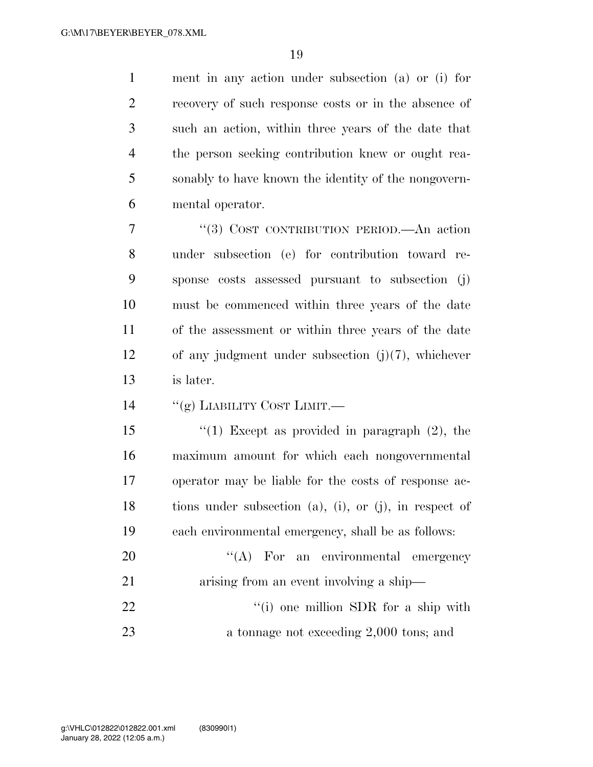ment in any action under subsection (a) or (i) for recovery of such response costs or in the absence of such an action, within three years of the date that the person seeking contribution knew or ought reasonably to have known the identity of the nongovernmental operator.

"(3) COST CONTRIBUTION PERIOD.—An action under subsection (e) for contribution toward response costs assessed pursuant to subsection (j) must be commenced within three years of the date of the assessment or within three years of the date of any judgment under subsection (j)(7), whichever is later.

"(g) LIABILITY COST LIMIT.—

"(1) Except as provided in paragraph (2), the maximum amount for which each nongovernmental operator may be liable for the costs of response actions under subsection (a), (i), or (j), in respect of each environmental emergency, shall be as follows:

"(A) For an environmental emergency arising from an event involving a ship—

"(i) one million SDR for a ship with a tonnage not exceeding 2,000 tons; and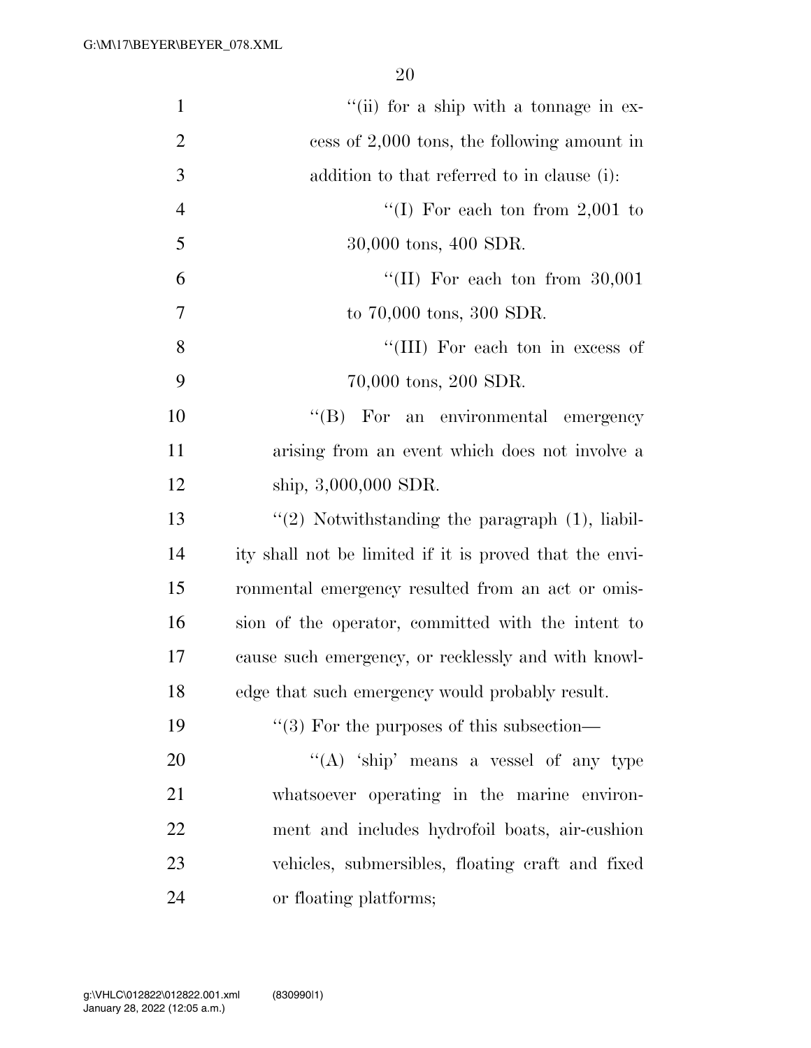''(ii) for a ship with a tonnage in excess of 2,000 tons, the following amount in addition to that referred to in clause (i):

''(I) For each ton from 2,001 to 30,000 tons, 400 SDR.

''(II) For each ton from 30,001 to 70,000 tons, 300 SDR.

''(III) For each ton in excess of 70,000 tons, 200 SDR.

''(B) For an environmental emergency arising from an event which does not involve a ship, 3,000,000 SDR.

''(2) Notwithstanding the paragraph (1), liability shall not be limited if it is proved that the environmental emergency resulted from an act or omission of the operator, committed with the intent to cause such emergency, or recklessly and with knowledge that such emergency would probably result.

''(3) For the purposes of this subsection—

''(A) 'ship' means a vessel of any type whatsoever operating in the marine environment and includes hydrofoil boats, air-cushion vehicles, submersibles, floating craft and fixed or floating platforms;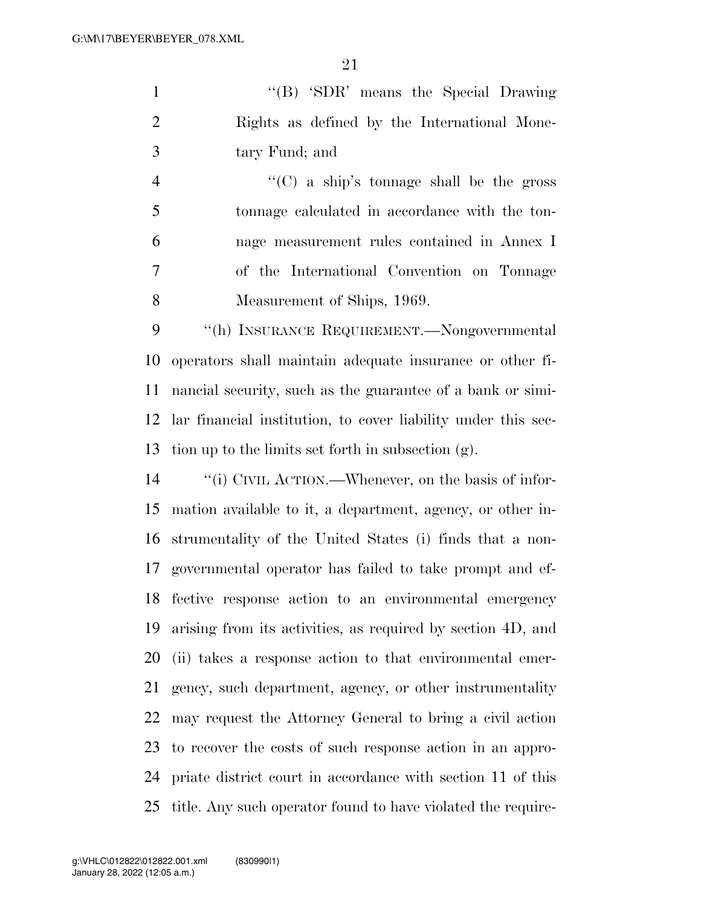''(B) 'SDR' means the Special Drawing Rights as defined by the International Monetary Fund; and

''(C) a ship's tonnage shall be the gross tonnage calculated in accordance with the tonnage measurement rules contained in Annex I of the International Convention on Tonnage Measurement of Ships, 1969.

''(h) INSURANCE REQUIREMENT.—Nongovernmental operators shall maintain adequate insurance or other financial security, such as the guarantee of a bank or similar financial institution, to cover liability under this section up to the limits set forth in subsection (g).

''(i) CIVIL ACTION.—Whenever, on the basis of information available to it, a department, agency, or other instrumentality of the United States (i) finds that a nongovernmental operator has failed to take prompt and effective response action to an environmental emergency arising from its activities, as required by section 4D, and (ii) takes a response action to that environmental emergency, such department, agency, or other instrumentality may request the Attorney General to bring a civil action to recover the costs of such response action in an appropriate district court in accordance with section 11 of this title. Any such operator found to have violated the require-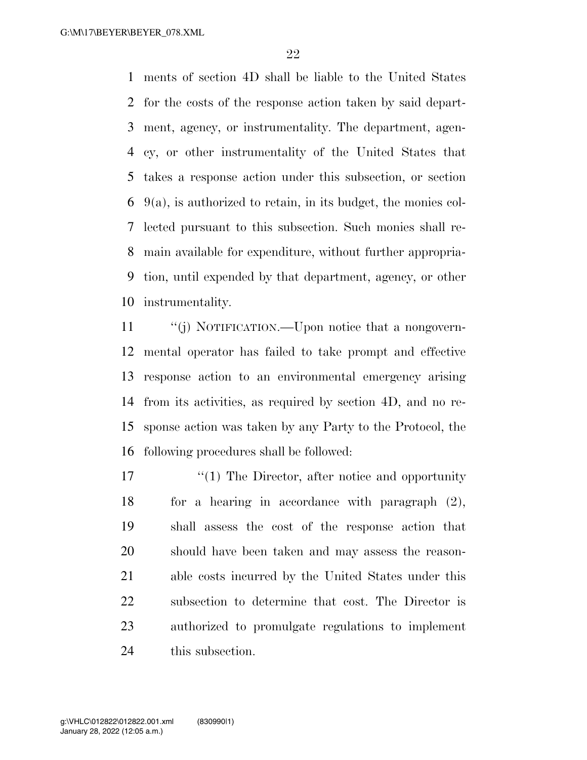ments of section 4D shall be liable to the United States for the costs of the response action taken by said department, agency, or instrumentality. The department, agency, or other instrumentality of the United States that takes a response action under this subsection, or section 9(a), is authorized to retain, in its budget, the monies collected pursuant to this subsection. Such monies shall remain available for expenditure, without further appropriation, until expended by that department, agency, or other instrumentality.

"(j) NOTIFICATION.—Upon notice that a nongovernmental operator has failed to take prompt and effective response action to an environmental emergency arising from its activities, as required by section 4D, and no response action was taken by any Party to the Protocol, the following procedures shall be followed:

"(1) The Director, after notice and opportunity for a hearing in accordance with paragraph (2), shall assess the cost of the response action that should have been taken and may assess the reasonable costs incurred by the United States under this subsection to determine that cost. The Director is authorized to promulgate regulations to implement this subsection.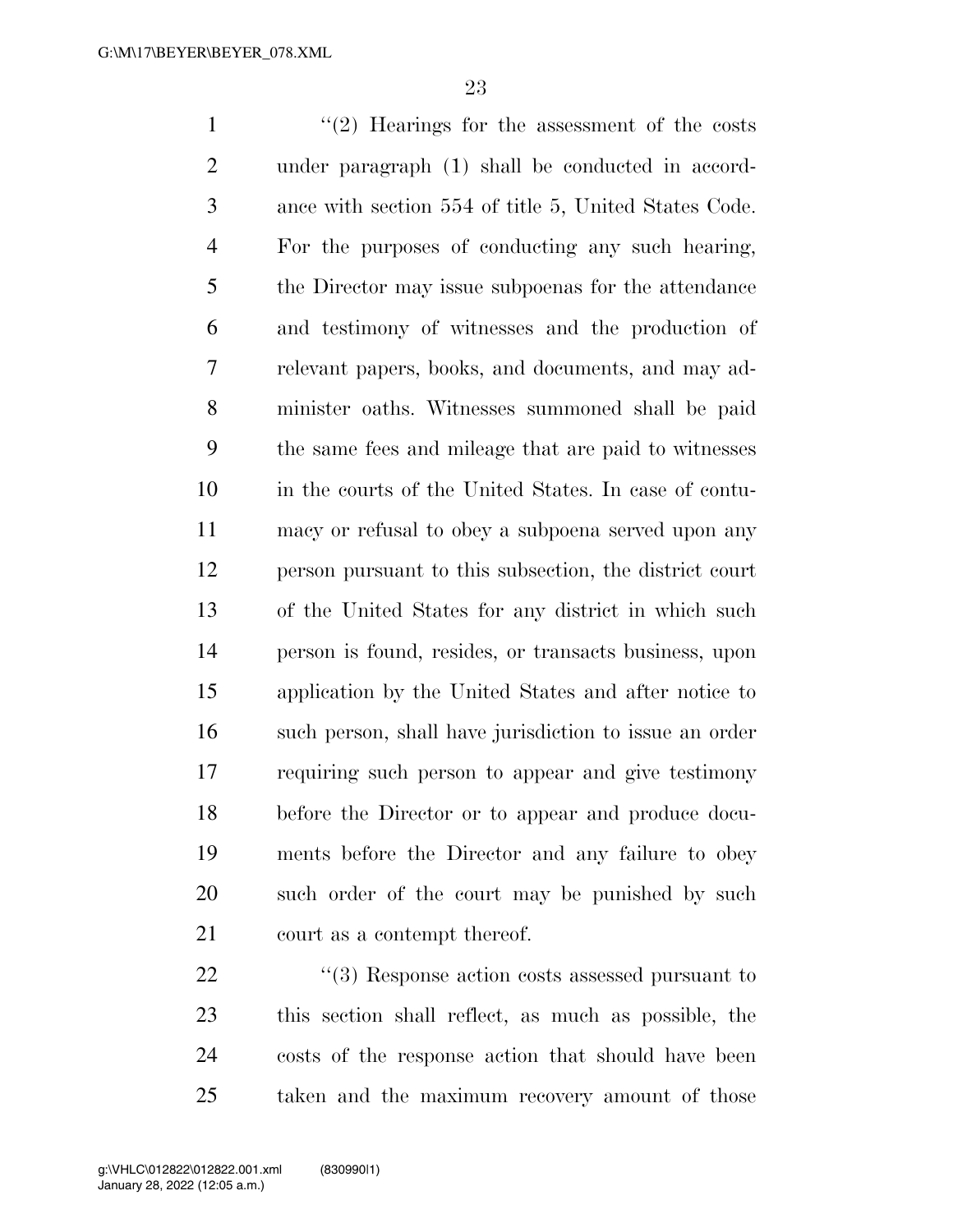''(2) Hearings for the assessment of the costs under paragraph (1) shall be conducted in accordance with section 554 of title 5, United States Code. For the purposes of conducting any such hearing, the Director may issue subpoenas for the attendance and testimony of witnesses and the production of relevant papers, books, and documents, and may administer oaths. Witnesses summoned shall be paid the same fees and mileage that are paid to witnesses in the courts of the United States. In case of contumacy or refusal to obey a subpoena served upon any person pursuant to this subsection, the district court of the United States for any district in which such person is found, resides, or transacts business, upon application by the United States and after notice to such person, shall have jurisdiction to issue an order requiring such person to appear and give testimony before the Director or to appear and produce documents before the Director and any failure to obey such order of the court may be punished by such court as a contempt thereof.

''(3) Response action costs assessed pursuant to this section shall reflect, as much as possible, the costs of the response action that should have been taken and the maximum recovery amount of those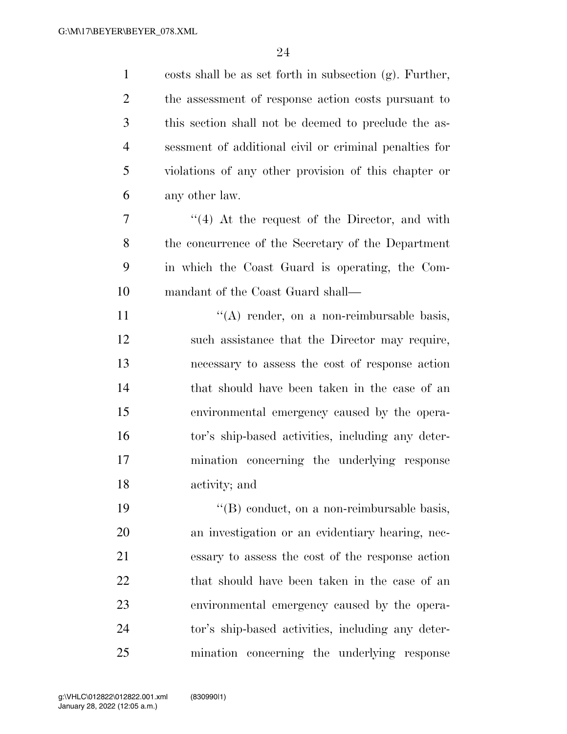costs shall be as set forth in subsection (g). Further, the assessment of response action costs pursuant to this section shall not be deemed to preclude the assessment of additional civil or criminal penalties for violations of any other provision of this chapter or any other law.

''(4) At the request of the Director, and with the concurrence of the Secretary of the Department in which the Coast Guard is operating, the Commandant of the Coast Guard shall—

''(A) render, on a non-reimbursable basis, such assistance that the Director may require, necessary to assess the cost of response action that should have been taken in the case of an environmental emergency caused by the operator's ship-based activities, including any determination concerning the underlying response activity; and

''(B) conduct, on a non-reimbursable basis, an investigation or an evidentiary hearing, necessary to assess the cost of the response action that should have been taken in the case of an environmental emergency caused by the operator's ship-based activities, including any determination concerning the underlying response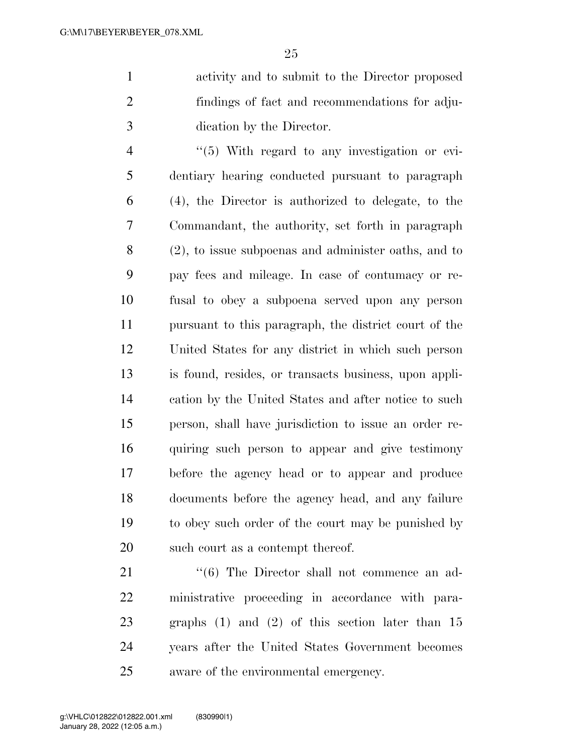activity and to submit to the Director proposed findings of fact and recommendations for adjudication by the Director.

''(5) With regard to any investigation or evidentiary hearing conducted pursuant to paragraph (4), the Director is authorized to delegate, to the Commandant, the authority, set forth in paragraph (2), to issue subpoenas and administer oaths, and to pay fees and mileage. In case of contumacy or refusal to obey a subpoena served upon any person pursuant to this paragraph, the district court of the United States for any district in which such person is found, resides, or transacts business, upon application by the United States and after notice to such person, shall have jurisdiction to issue an order requiring such person to appear and give testimony before the agency head or to appear and produce documents before the agency head, and any failure to obey such order of the court may be punished by such court as a contempt thereof.

''(6) The Director shall not commence an administrative proceeding in accordance with paragraphs (1) and (2) of this section later than 15 years after the United States Government becomes aware of the environmental emergency.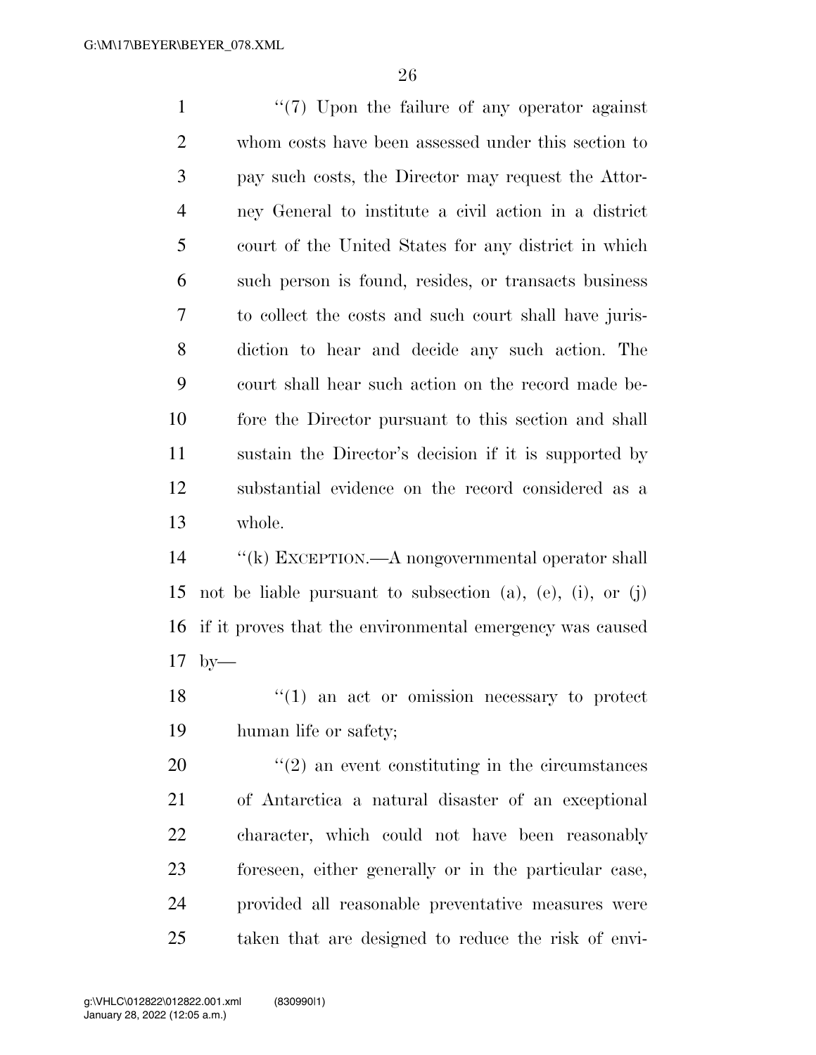"(7) Upon the failure of any operator against whom costs have been assessed under this section to pay such costs, the Director may request the Attorney General to institute a civil action in a district court of the United States for any district in which such person is found, resides, or transacts business to collect the costs and such court shall have jurisdiction to hear and decide any such action. The court shall hear such action on the record made before the Director pursuant to this section and shall sustain the Director's decision if it is supported by substantial evidence on the record considered as a whole.

"(k) EXCEPTION.—A nongovernmental operator shall not be liable pursuant to subsection (a), (e), (i), or (j) if it proves that the environmental emergency was caused by—

"(1) an act or omission necessary to protect human life or safety;

"(2) an event constituting in the circumstances of Antarctica a natural disaster of an exceptional character, which could not have been reasonably foreseen, either generally or in the particular case, provided all reasonable preventative measures were taken that are designed to reduce the risk of envi-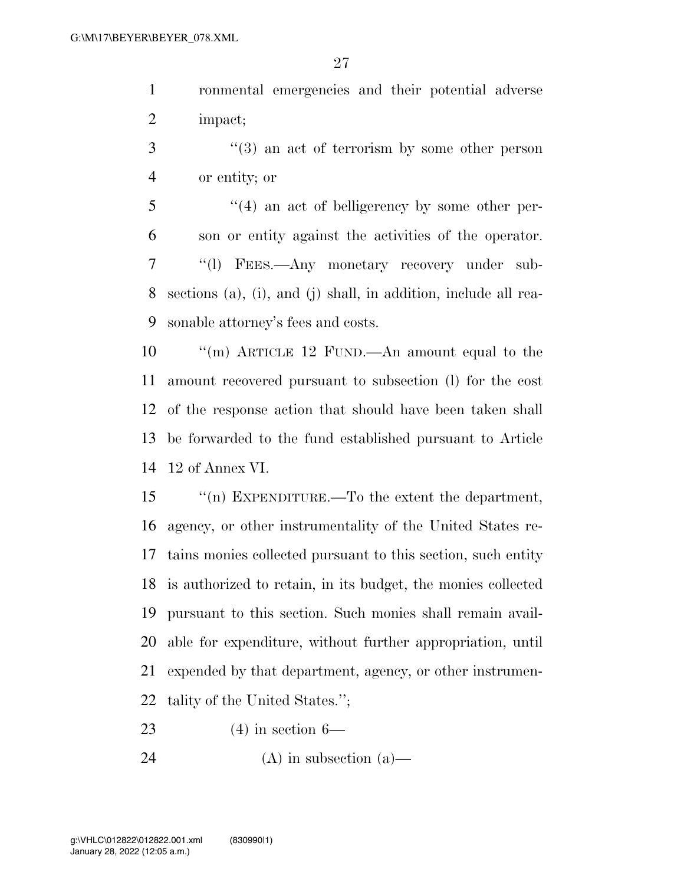ronmental emergencies and their potential adverse impact;

"(3) an act of terrorism by some other person or entity; or

"(4) an act of belligerency by some other person or entity against the activities of the operator.

"(l) FEES.—Any monetary recovery under subsections (a), (i), and (j) shall, in addition, include all reasonable attorney's fees and costs.

"(m) ARTICLE 12 FUND.—An amount equal to the amount recovered pursuant to subsection (l) for the cost of the response action that should have been taken shall be forwarded to the fund established pursuant to Article 12 of Annex VI.

"(n) EXPENDITURE.—To the extent the department, agency, or other instrumentality of the United States retains monies collected pursuant to this section, such entity is authorized to retain, in its budget, the monies collected pursuant to this section. Such monies shall remain available for expenditure, without further appropriation, until expended by that department, agency, or other instrumentality of the United States.";

(4) in section 6—

(A) in subsection (a)—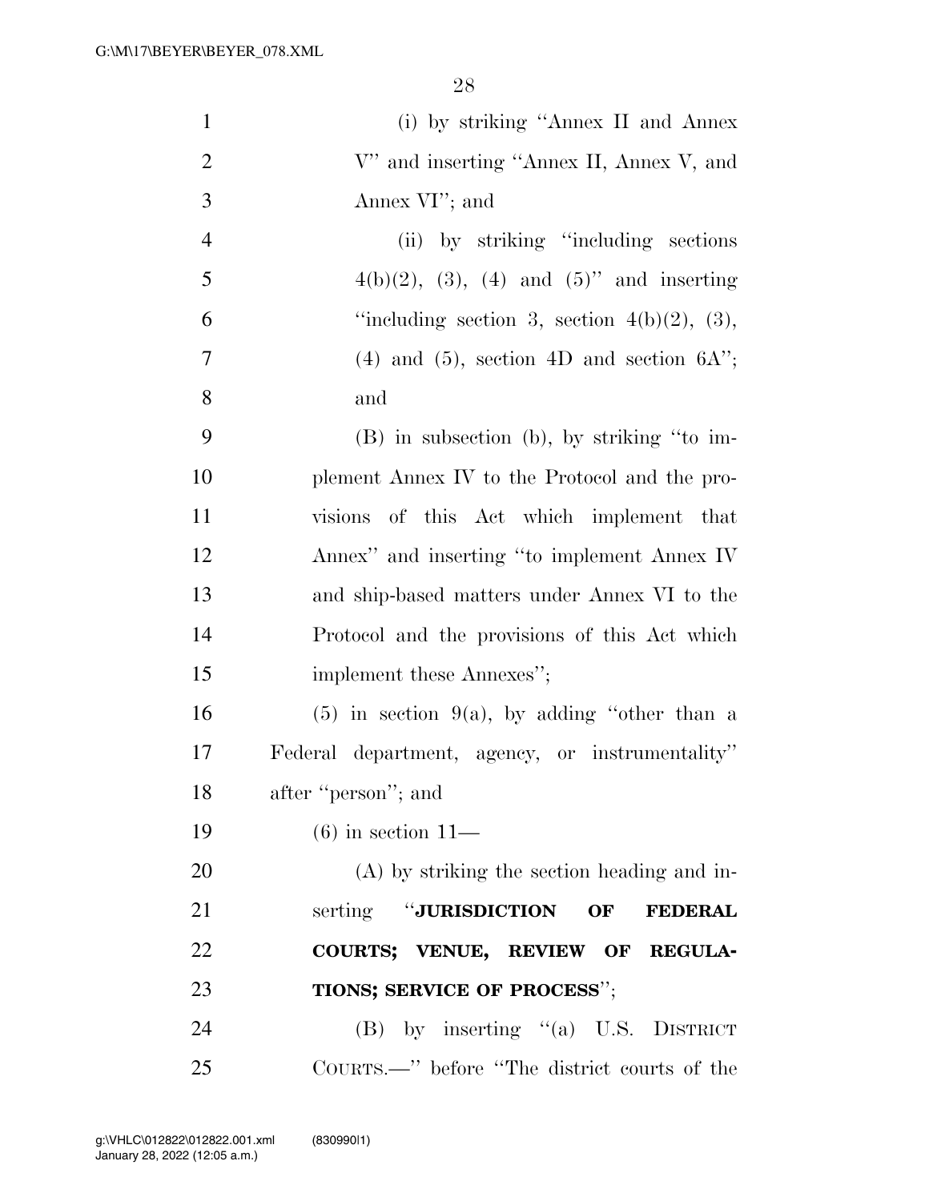(i) by striking "Annex II and Annex V" and inserting "Annex II, Annex V, and Annex VI"; and

(ii) by striking "including sections 4(b)(2), (3), (4) and (5)" and inserting "including section 3, section 4(b)(2), (3), (4) and (5), section 4D and section 6A"; and

(B) in subsection (b), by striking "to implement Annex IV to the Protocol and the provisions of this Act which implement that Annex" and inserting "to implement Annex IV and ship-based matters under Annex VI to the Protocol and the provisions of this Act which implement these Annexes";

(5) in section 9(a), by adding "other than a Federal department, agency, or instrumentality" after "person"; and

(6) in section 11—

(A) by striking the section heading and inserting "**JURISDICTION OF FEDERAL COURTS; VENUE, REVIEW OF REGULATIONS; SERVICE OF PROCESS**";

(B) by inserting "(a) U.S. DISTRICT COURTS.—" before "The district courts of the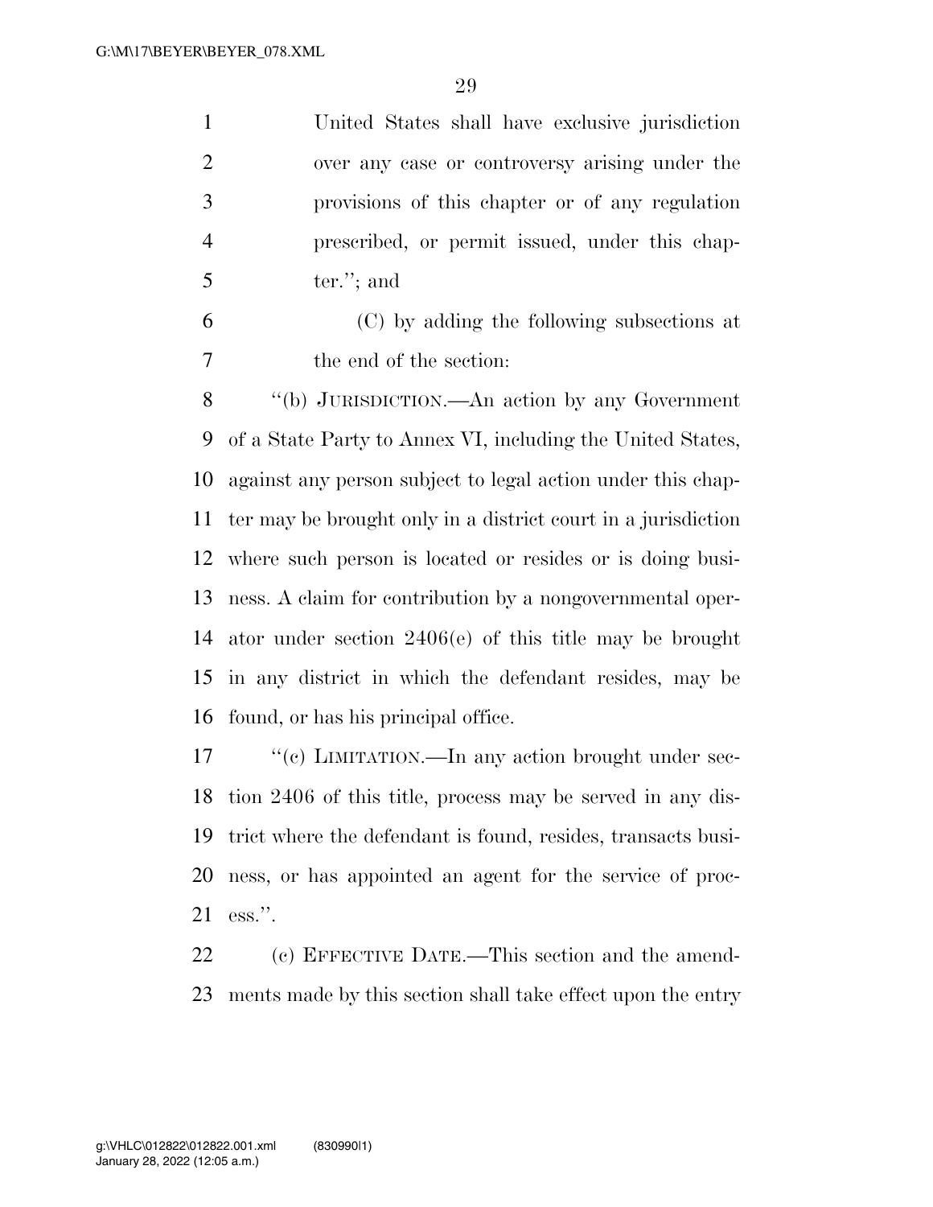United States shall have exclusive jurisdiction over any case or controversy arising under the provisions of this chapter or of any regulation prescribed, or permit issued, under this chapter.''; and

(C) by adding the following subsections at the end of the section:

''(b) JURISDICTION.—An action by any Government of a State Party to Annex VI, including the United States, against any person subject to legal action under this chapter may be brought only in a district court in a jurisdiction where such person is located or resides or is doing business. A claim for contribution by a nongovernmental operator under section 2406(e) of this title may be brought in any district in which the defendant resides, may be found, or has his principal office.

''(c) LIMITATION.—In any action brought under section 2406 of this title, process may be served in any district where the defendant is found, resides, transacts business, or has appointed an agent for the service of process.''.

(c) EFFECTIVE DATE.—This section and the amendments made by this section shall take effect upon the entry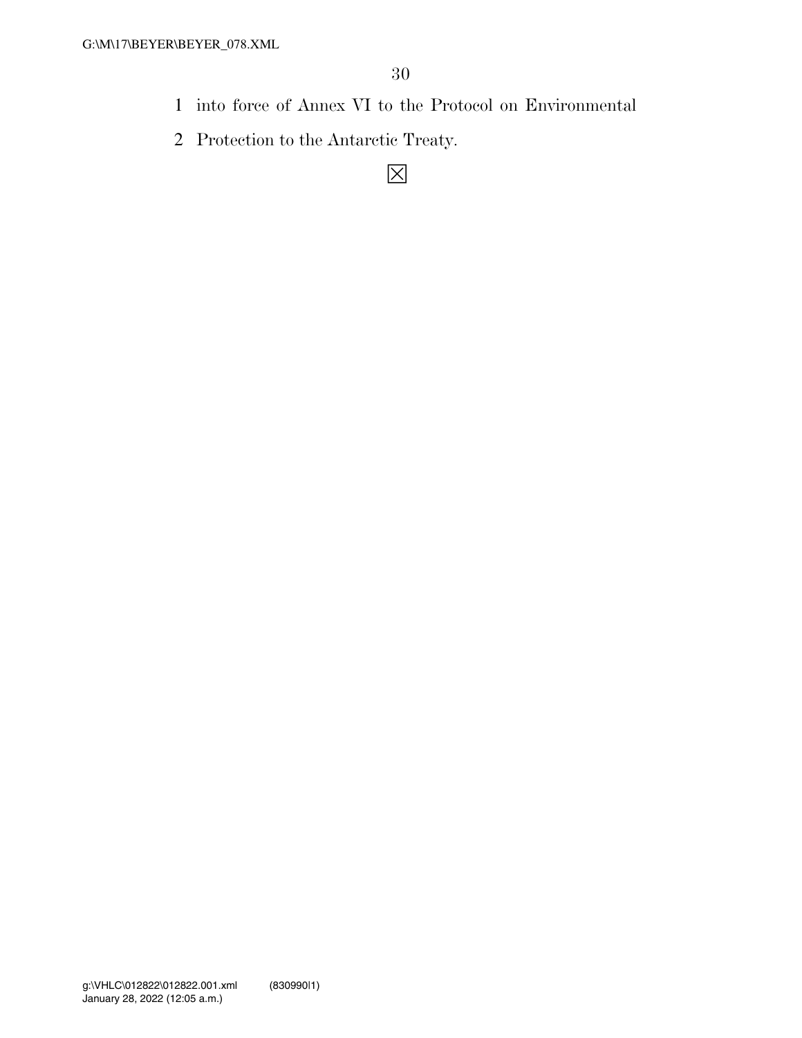into force of Annex VI to the Protocol on Environmental Protection to the Antarctic Treaty.